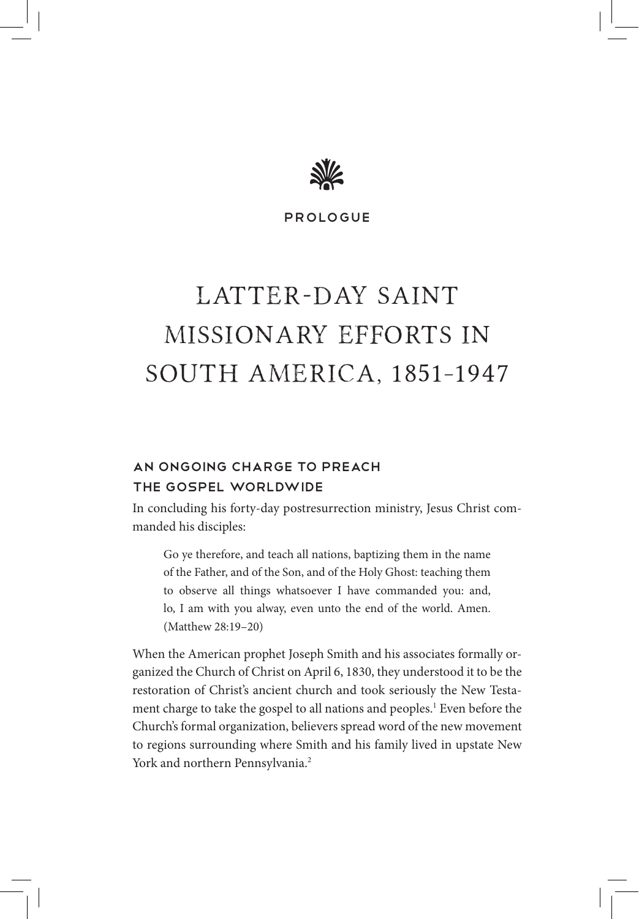PROLOGUE

# LATTER-DAY SAINT MISSIONARY EFFORTS IN SOUTH AMERICA, 1851–1947

## AN ONGOING CHARGE TO PREACH THE GOSPEL WORLDWIDE

In concluding his forty-day postresurrection ministry, Jesus Christ commanded his disciples:

> Go ye therefore, and teach all nations, baptizing them in the name of the Father, and of the Son, and of the Holy Ghost: teaching them to observe all things whatsoever I have commanded you: and, lo, I am with you alway, even unto the end of the world. Amen. (Matthew 28:19–20)

When the American prophet Joseph Smith and his associates formally organized the Church of Christ on April 6, 1830, they understood it to be the restoration of Christ's ancient church and took seriously the New Testament charge to take the gospel to all nations and peoples.[1] Even before the Church's formal organization, believers spread word of the new movement to regions surrounding where Smith and his family lived in upstate New York and northern Pennsylvania.[2]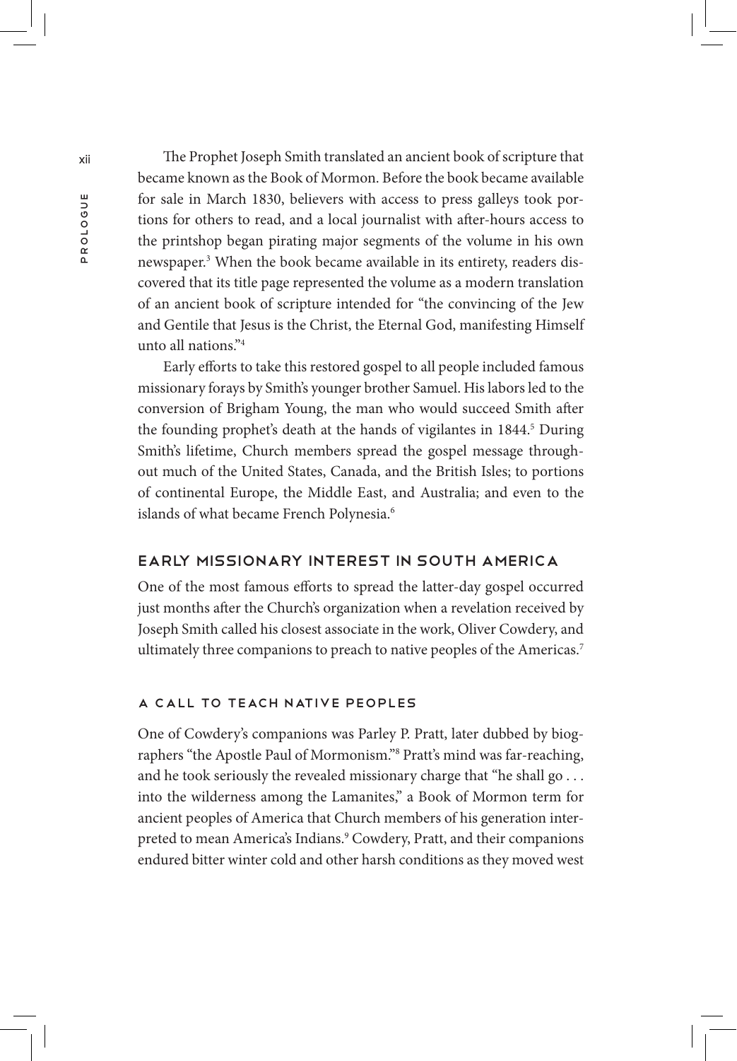The Prophet Joseph Smith translated an ancient book of scripture that became known as the Book of Mormon. Before the book became available for sale in March 1830, believers with access to press galleys took portions for others to read, and a local journalist with after-hours access to the printshop began pirating major segments of the volume in his own newspaper.[3] When the book became available in its entirety, readers discovered that its title page represented the volume as a modern translation of an ancient book of scripture intended for "the convincing of the Jew and Gentile that Jesus is the Christ, the Eternal God, manifesting Himself unto all nations."[4]

Early efforts to take this restored gospel to all people included famous missionary forays by Smith's younger brother Samuel. His labors led to the conversion of Brigham Young, the man who would succeed Smith after the founding prophet's death at the hands of vigilantes in 1844.[5] During Smith's lifetime, Church members spread the gospel message throughout much of the United States, Canada, and the British Isles; to portions of continental Europe, the Middle East, and Australia; and even to the islands of what became French Polynesia.[6]

## EARLY MISSIONARY INTEREST IN SOUTH AMERICA

One of the most famous efforts to spread the latter-day gospel occurred just months after the Church's organization when a revelation received by Joseph Smith called his closest associate in the work, Oliver Cowdery, and ultimately three companions to preach to native peoples of the Americas.[7]

### A CALL TO TEACH NATIVE PEOPLES

One of Cowdery's companions was Parley P. Pratt, later dubbed by biographers "the Apostle Paul of Mormonism."[8] Pratt's mind was far-reaching, and he took seriously the revealed missionary charge that "he shall go . . . into the wilderness among the Lamanites," a Book of Mormon term for ancient peoples of America that Church members of his generation interpreted to mean America's Indians.[9] Cowdery, Pratt, and their companions endured bitter winter cold and other harsh conditions as they moved west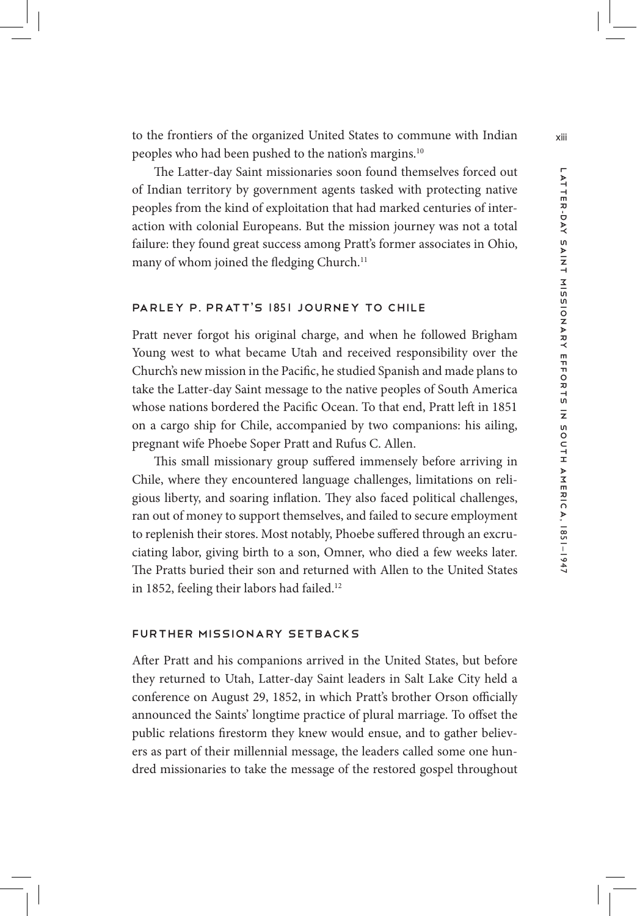to the frontiers of the organized United States to commune with Indian peoples who had been pushed to the nation's margins.[10]

The Latter-day Saint missionaries soon found themselves forced out of Indian territory by government agents tasked with protecting native peoples from the kind of exploitation that had marked centuries of interaction with colonial Europeans. But the mission journey was not a total failure: they found great success among Pratt's former associates in Ohio, many of whom joined the fledging Church.[11]

### Parley P. Pratt's 1851 Journey to Chile

Pratt never forgot his original charge, and when he followed Brigham Young west to what became Utah and received responsibility over the Church's new mission in the Pacific, he studied Spanish and made plans to take the Latter-day Saint message to the native peoples of South America whose nations bordered the Pacific Ocean. To that end, Pratt left in 1851 on a cargo ship for Chile, accompanied by two companions: his ailing, pregnant wife Phoebe Soper Pratt and Rufus C. Allen.

This small missionary group suffered immensely before arriving in Chile, where they encountered language challenges, limitations on religious liberty, and soaring inflation. They also faced political challenges, ran out of money to support themselves, and failed to secure employment to replenish their stores. Most notably, Phoebe suffered through an excruciating labor, giving birth to a son, Omner, who died a few weeks later. The Pratts buried their son and returned with Allen to the United States in 1852, feeling their labors had failed.[12]

### Further Missionary Setbacks

After Pratt and his companions arrived in the United States, but before they returned to Utah, Latter-day Saint leaders in Salt Lake City held a conference on August 29, 1852, in which Pratt's brother Orson officially announced the Saints' longtime practice of plural marriage. To offset the public relations firestorm they knew would ensue, and to gather believers as part of their millennial message, the leaders called some one hundred missionaries to take the message of the restored gospel throughout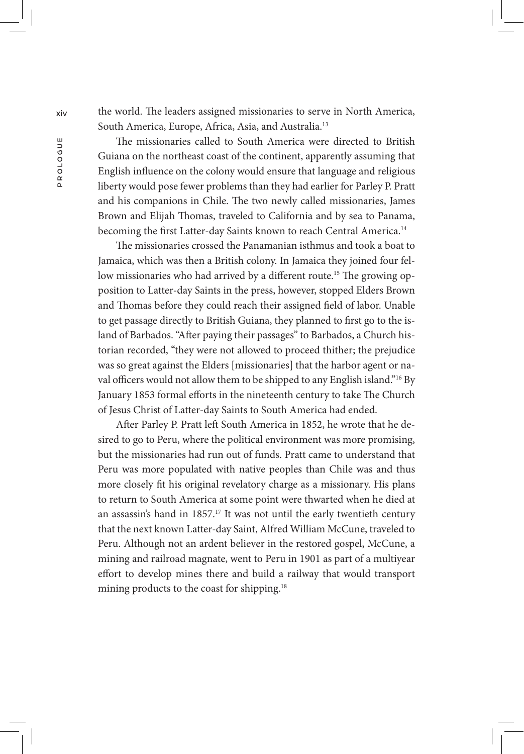the world. The leaders assigned missionaries to serve in North America, South America, Europe, Africa, Asia, and Australia.[13]

The missionaries called to South America were directed to British Guiana on the northeast coast of the continent, apparently assuming that English influence on the colony would ensure that language and religious liberty would pose fewer problems than they had earlier for Parley P. Pratt and his companions in Chile. The two newly called missionaries, James Brown and Elijah Thomas, traveled to California and by sea to Panama, becoming the first Latter-day Saints known to reach Central America.[14]

The missionaries crossed the Panamanian isthmus and took a boat to Jamaica, which was then a British colony. In Jamaica they joined four fellow missionaries who had arrived by a different route.[15] The growing opposition to Latter-day Saints in the press, however, stopped Elders Brown and Thomas before they could reach their assigned field of labor. Unable to get passage directly to British Guiana, they planned to first go to the island of Barbados. "After paying their passages" to Barbados, a Church historian recorded, "they were not allowed to proceed thither; the prejudice was so great against the Elders [missionaries] that the harbor agent or naval officers would not allow them to be shipped to any English island."[16] By January 1853 formal efforts in the nineteenth century to take The Church of Jesus Christ of Latter-day Saints to South America had ended.

After Parley P. Pratt left South America in 1852, he wrote that he desired to go to Peru, where the political environment was more promising, but the missionaries had run out of funds. Pratt came to understand that Peru was more populated with native peoples than Chile was and thus more closely fit his original revelatory charge as a missionary. His plans to return to South America at some point were thwarted when he died at an assassin's hand in 1857.[17] It was not until the early twentieth century that the next known Latter-day Saint, Alfred William McCune, traveled to Peru. Although not an ardent believer in the restored gospel, McCune, a mining and railroad magnate, went to Peru in 1901 as part of a multiyear effort to develop mines there and build a railway that would transport mining products to the coast for shipping.[18]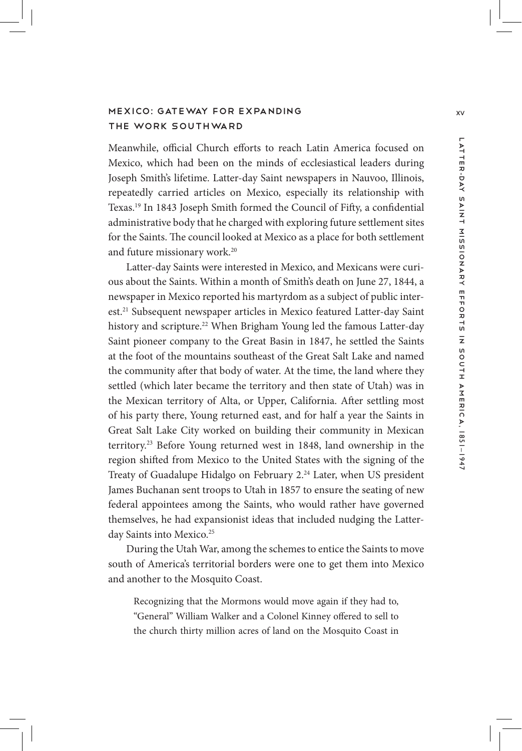## Mexico: Gateway for Expanding the Work Southward

Meanwhile, official Church efforts to reach Latin America focused on Mexico, which had been on the minds of ecclesiastical leaders during Joseph Smith's lifetime. Latter-day Saint newspapers in Nauvoo, Illinois, repeatedly carried articles on Mexico, especially its relationship with Texas.[19] In 1843 Joseph Smith formed the Council of Fifty, a confidential administrative body that he charged with exploring future settlement sites for the Saints. The council looked at Mexico as a place for both settlement and future missionary work.[20]

Latter-day Saints were interested in Mexico, and Mexicans were curious about the Saints. Within a month of Smith's death on June 27, 1844, a newspaper in Mexico reported his martyrdom as a subject of public interest.[21] Subsequent newspaper articles in Mexico featured Latter-day Saint history and scripture.[22] When Brigham Young led the famous Latter-day Saint pioneer company to the Great Basin in 1847, he settled the Saints at the foot of the mountains southeast of the Great Salt Lake and named the community after that body of water. At the time, the land where they settled (which later became the territory and then state of Utah) was in the Mexican territory of Alta, or Upper, California. After settling most of his party there, Young returned east, and for half a year the Saints in Great Salt Lake City worked on building their community in Mexican territory.[23] Before Young returned west in 1848, land ownership in the region shifted from Mexico to the United States with the signing of the Treaty of Guadalupe Hidalgo on February 2.[24] Later, when US president James Buchanan sent troops to Utah in 1857 to ensure the seating of new federal appointees among the Saints, who would rather have governed themselves, he had expansionist ideas that included nudging the Latter-day Saints into Mexico.[25]

During the Utah War, among the schemes to entice the Saints to move south of America's territorial borders were one to get them into Mexico and another to the Mosquito Coast.

> Recognizing that the Mormons would move again if they had to, "General" William Walker and a Colonel Kinney offered to sell to the church thirty million acres of land on the Mosquito Coast in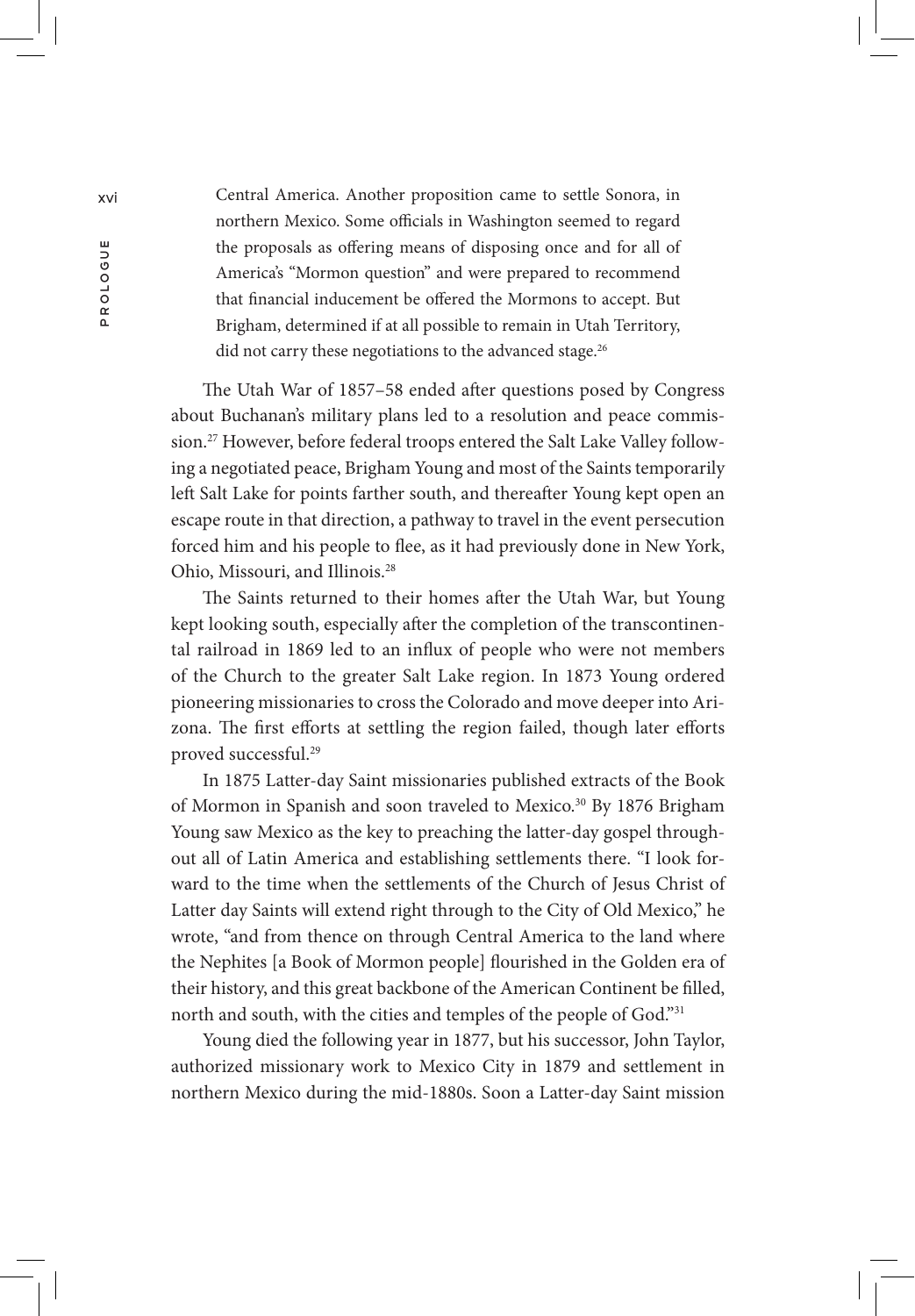> Central America. Another proposition came to settle Sonora, in northern Mexico. Some officials in Washington seemed to regard the proposals as offering means of disposing once and for all of America's "Mormon question" and were prepared to recommend that financial inducement be offered the Mormons to accept. But Brigham, determined if at all possible to remain in Utah Territory, did not carry these negotiations to the advanced stage.[26]

The Utah War of 1857–58 ended after questions posed by Congress about Buchanan's military plans led to a resolution and peace commission.[27] However, before federal troops entered the Salt Lake Valley following a negotiated peace, Brigham Young and most of the Saints temporarily left Salt Lake for points farther south, and thereafter Young kept open an escape route in that direction, a pathway to travel in the event persecution forced him and his people to flee, as it had previously done in New York, Ohio, Missouri, and Illinois.[28]

The Saints returned to their homes after the Utah War, but Young kept looking south, especially after the completion of the transcontinental railroad in 1869 led to an influx of people who were not members of the Church to the greater Salt Lake region. In 1873 Young ordered pioneering missionaries to cross the Colorado and move deeper into Arizona. The first efforts at settling the region failed, though later efforts proved successful.[29]

In 1875 Latter-day Saint missionaries published extracts of the Book of Mormon in Spanish and soon traveled to Mexico.[30] By 1876 Brigham Young saw Mexico as the key to preaching the latter-day gospel throughout all of Latin America and establishing settlements there. "I look forward to the time when the settlements of the Church of Jesus Christ of Latter day Saints will extend right through to the City of Old Mexico," he wrote, "and from thence on through Central America to the land where the Nephites [a Book of Mormon people] flourished in the Golden era of their history, and this great backbone of the American Continent be filled, north and south, with the cities and temples of the people of God."[31]

Young died the following year in 1877, but his successor, John Taylor, authorized missionary work to Mexico City in 1879 and settlement in northern Mexico during the mid-1880s. Soon a Latter-day Saint mission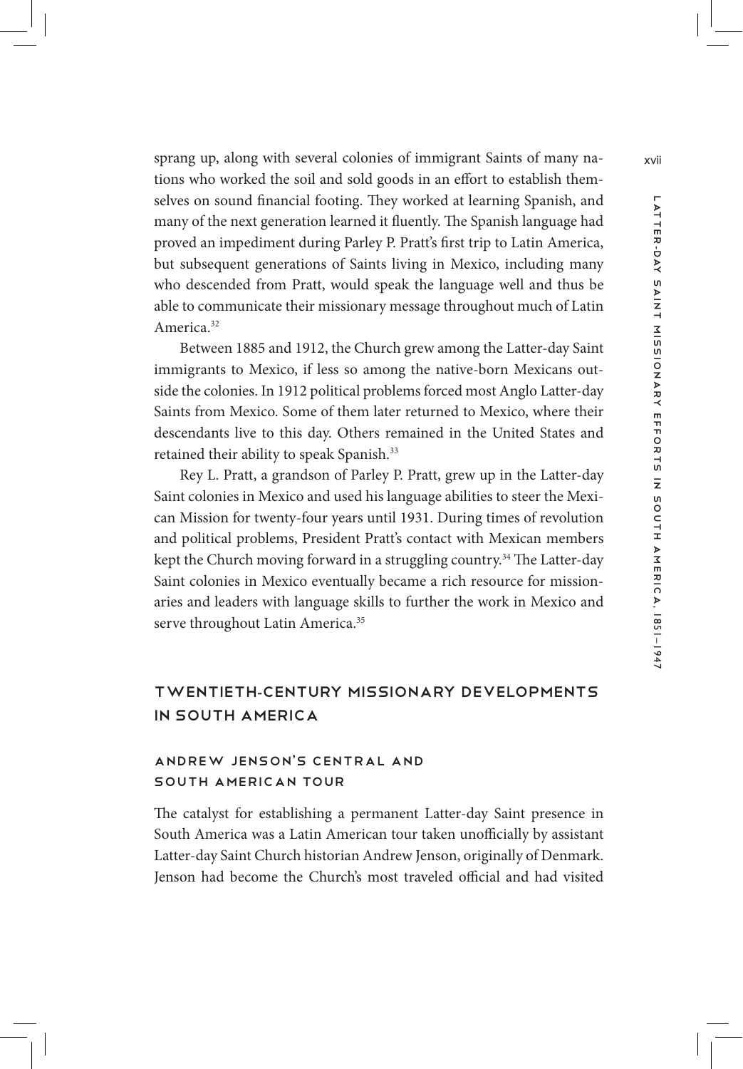sprang up, along with several colonies of immigrant Saints of many nations who worked the soil and sold goods in an effort to establish themselves on sound financial footing. They worked at learning Spanish, and many of the next generation learned it fluently. The Spanish language had proved an impediment during Parley P. Pratt's first trip to Latin America, but subsequent generations of Saints living in Mexico, including many who descended from Pratt, would speak the language well and thus be able to communicate their missionary message throughout much of Latin America.[32]

Between 1885 and 1912, the Church grew among the Latter-day Saint immigrants to Mexico, if less so among the native-born Mexicans outside the colonies. In 1912 political problems forced most Anglo Latter-day Saints from Mexico. Some of them later returned to Mexico, where their descendants live to this day. Others remained in the United States and retained their ability to speak Spanish.[33]

Rey L. Pratt, a grandson of Parley P. Pratt, grew up in the Latter-day Saint colonies in Mexico and used his language abilities to steer the Mexican Mission for twenty-four years until 1931. During times of revolution and political problems, President Pratt's contact with Mexican members kept the Church moving forward in a struggling country.[34] The Latter-day Saint colonies in Mexico eventually became a rich resource for missionaries and leaders with language skills to further the work in Mexico and serve throughout Latin America.[35]

## Twentieth-Century Missionary Developments in South America

### Andrew Jenson's Central and South American Tour

The catalyst for establishing a permanent Latter-day Saint presence in South America was a Latin American tour taken unofficially by assistant Latter-day Saint Church historian Andrew Jenson, originally of Denmark. Jenson had become the Church's most traveled official and had visited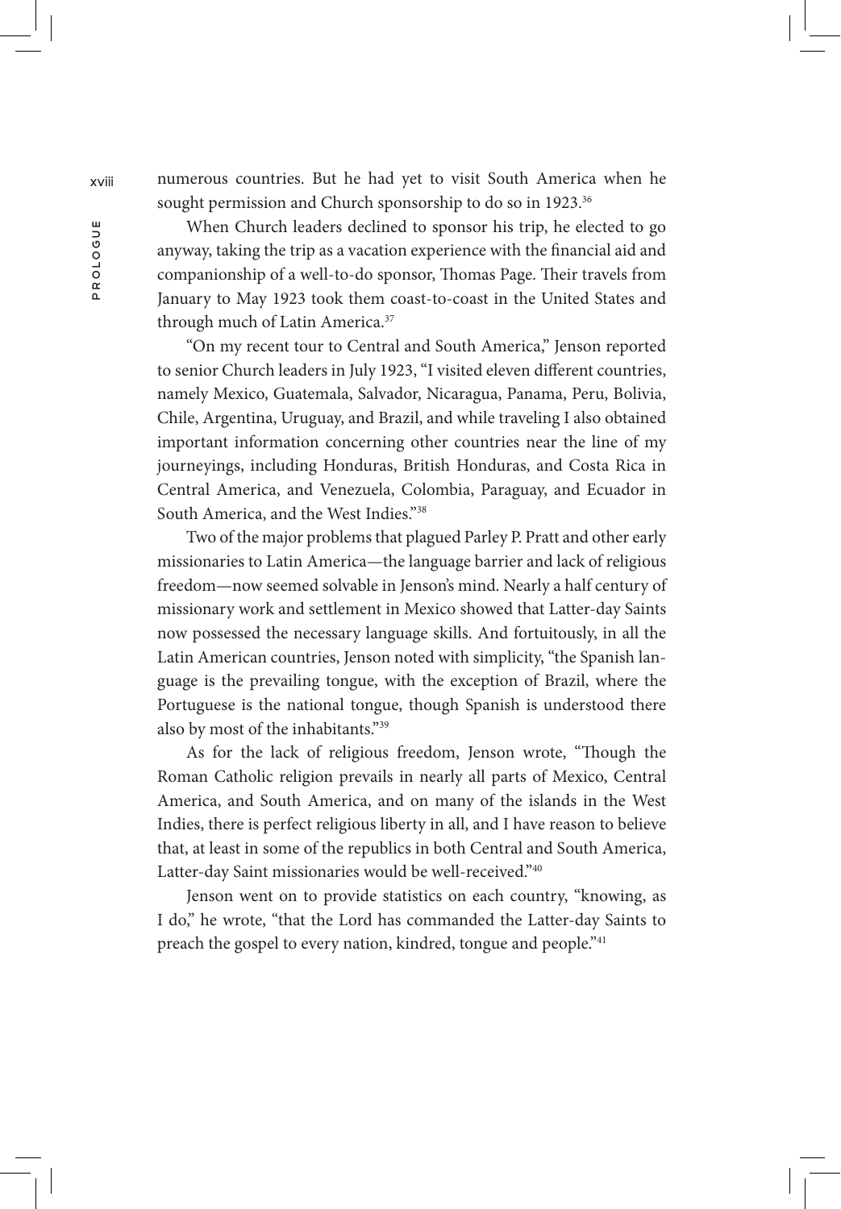numerous countries. But he had yet to visit South America when he sought permission and Church sponsorship to do so in 1923.[36]

When Church leaders declined to sponsor his trip, he elected to go anyway, taking the trip as a vacation experience with the financial aid and companionship of a well-to-do sponsor, Thomas Page. Their travels from January to May 1923 took them coast-to-coast in the United States and through much of Latin America.[37]

"On my recent tour to Central and South America," Jenson reported to senior Church leaders in July 1923, "I visited eleven different countries, namely Mexico, Guatemala, Salvador, Nicaragua, Panama, Peru, Bolivia, Chile, Argentina, Uruguay, and Brazil, and while traveling I also obtained important information concerning other countries near the line of my journeyings, including Honduras, British Honduras, and Costa Rica in Central America, and Venezuela, Colombia, Paraguay, and Ecuador in South America, and the West Indies."[38]

Two of the major problems that plagued Parley P. Pratt and other early missionaries to Latin America—the language barrier and lack of religious freedom—now seemed solvable in Jenson's mind. Nearly a half century of missionary work and settlement in Mexico showed that Latter-day Saints now possessed the necessary language skills. And fortuitously, in all the Latin American countries, Jenson noted with simplicity, "the Spanish language is the prevailing tongue, with the exception of Brazil, where the Portuguese is the national tongue, though Spanish is understood there also by most of the inhabitants."[39]

As for the lack of religious freedom, Jenson wrote, "Though the Roman Catholic religion prevails in nearly all parts of Mexico, Central America, and South America, and on many of the islands in the West Indies, there is perfect religious liberty in all, and I have reason to believe that, at least in some of the republics in both Central and South America, Latter-day Saint missionaries would be well-received."[40]

Jenson went on to provide statistics on each country, "knowing, as I do," he wrote, "that the Lord has commanded the Latter-day Saints to preach the gospel to every nation, kindred, tongue and people."[41]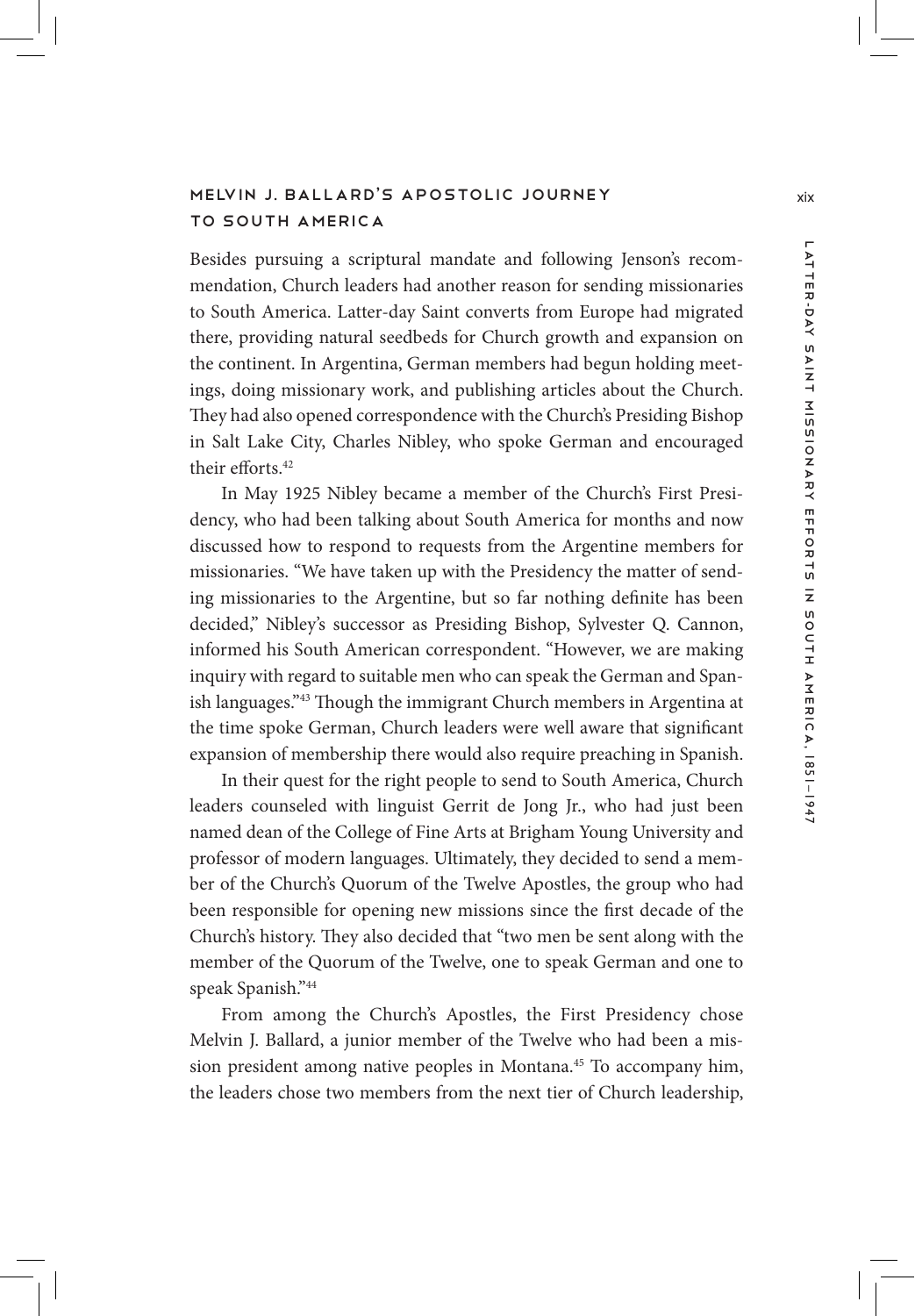## Melvin J. Ballard's Apostolic Journey to South America

Besides pursuing a scriptural mandate and following Jenson's recommendation, Church leaders had another reason for sending missionaries to South America. Latter-day Saint converts from Europe had migrated there, providing natural seedbeds for Church growth and expansion on the continent. In Argentina, German members had begun holding meetings, doing missionary work, and publishing articles about the Church. They had also opened correspondence with the Church's Presiding Bishop in Salt Lake City, Charles Nibley, who spoke German and encouraged their efforts.[42]

In May 1925 Nibley became a member of the Church's First Presidency, who had been talking about South America for months and now discussed how to respond to requests from the Argentine members for missionaries. "We have taken up with the Presidency the matter of sending missionaries to the Argentine, but so far nothing definite has been decided," Nibley's successor as Presiding Bishop, Sylvester Q. Cannon, informed his South American correspondent. "However, we are making inquiry with regard to suitable men who can speak the German and Spanish languages."[43] Though the immigrant Church members in Argentina at the time spoke German, Church leaders were well aware that significant expansion of membership there would also require preaching in Spanish.

In their quest for the right people to send to South America, Church leaders counseled with linguist Gerrit de Jong Jr., who had just been named dean of the College of Fine Arts at Brigham Young University and professor of modern languages. Ultimately, they decided to send a member of the Church's Quorum of the Twelve Apostles, the group who had been responsible for opening new missions since the first decade of the Church's history. They also decided that "two men be sent along with the member of the Quorum of the Twelve, one to speak German and one to speak Spanish."[44]

From among the Church's Apostles, the First Presidency chose Melvin J. Ballard, a junior member of the Twelve who had been a mission president among native peoples in Montana.[45] To accompany him, the leaders chose two members from the next tier of Church leadership,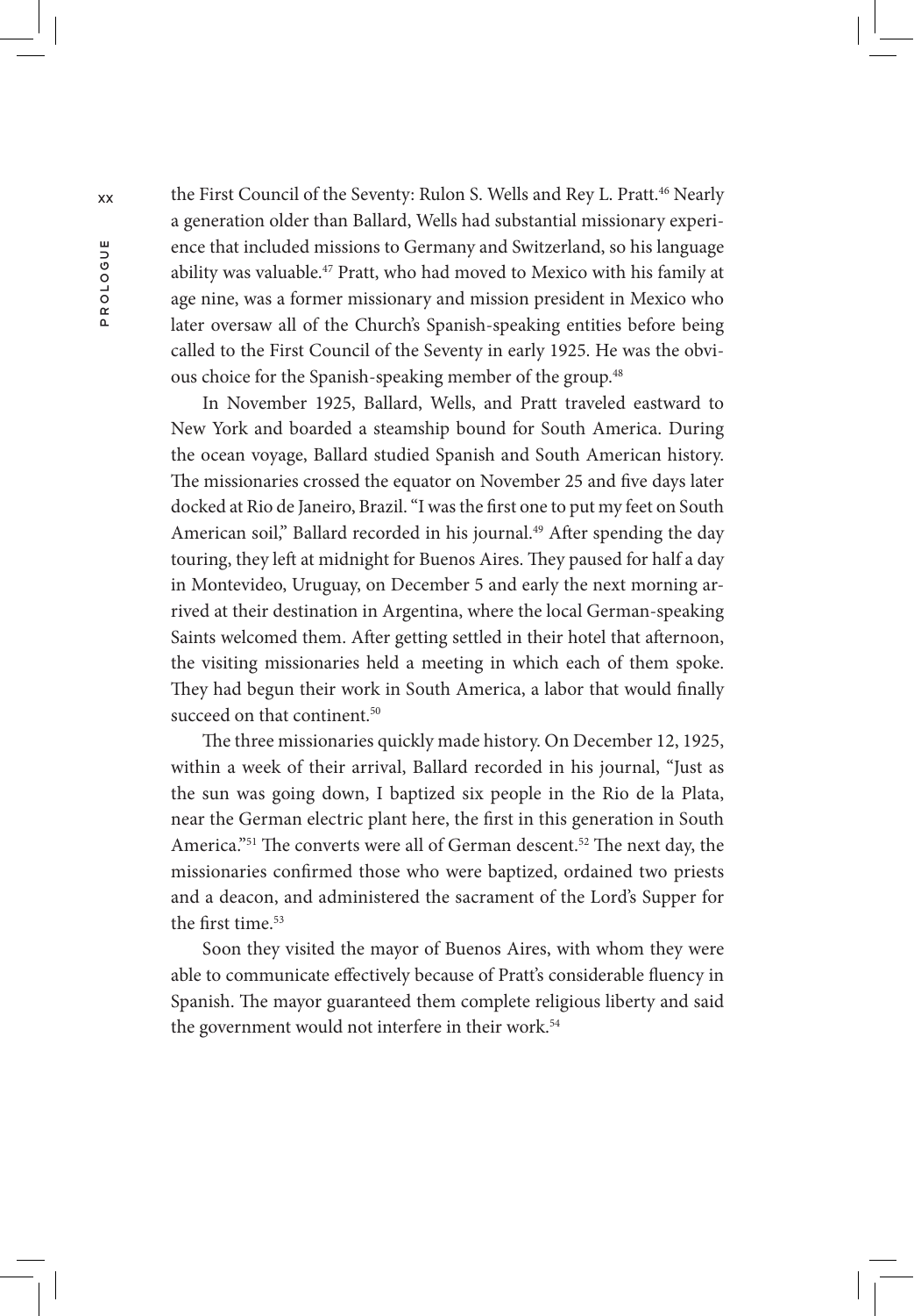the First Council of the Seventy: Rulon S. Wells and Rey L. Pratt.[46] Nearly a generation older than Ballard, Wells had substantial missionary experience that included missions to Germany and Switzerland, so his language ability was valuable.[47] Pratt, who had moved to Mexico with his family at age nine, was a former missionary and mission president in Mexico who later oversaw all of the Church's Spanish-speaking entities before being called to the First Council of the Seventy in early 1925. He was the obvious choice for the Spanish-speaking member of the group.[48]

In November 1925, Ballard, Wells, and Pratt traveled eastward to New York and boarded a steamship bound for South America. During the ocean voyage, Ballard studied Spanish and South American history. The missionaries crossed the equator on November 25 and five days later docked at Rio de Janeiro, Brazil. "I was the first one to put my feet on South American soil," Ballard recorded in his journal.[49] After spending the day touring, they left at midnight for Buenos Aires. They paused for half a day in Montevideo, Uruguay, on December 5 and early the next morning arrived at their destination in Argentina, where the local German-speaking Saints welcomed them. After getting settled in their hotel that afternoon, the visiting missionaries held a meeting in which each of them spoke. They had begun their work in South America, a labor that would finally succeed on that continent.[50]

The three missionaries quickly made history. On December 12, 1925, within a week of their arrival, Ballard recorded in his journal, "Just as the sun was going down, I baptized six people in the Rio de la Plata, near the German electric plant here, the first in this generation in South America."[51] The converts were all of German descent.[52] The next day, the missionaries confirmed those who were baptized, ordained two priests and a deacon, and administered the sacrament of the Lord's Supper for the first time.[53]

Soon they visited the mayor of Buenos Aires, with whom they were able to communicate effectively because of Pratt's considerable fluency in Spanish. The mayor guaranteed them complete religious liberty and said the government would not interfere in their work.[54]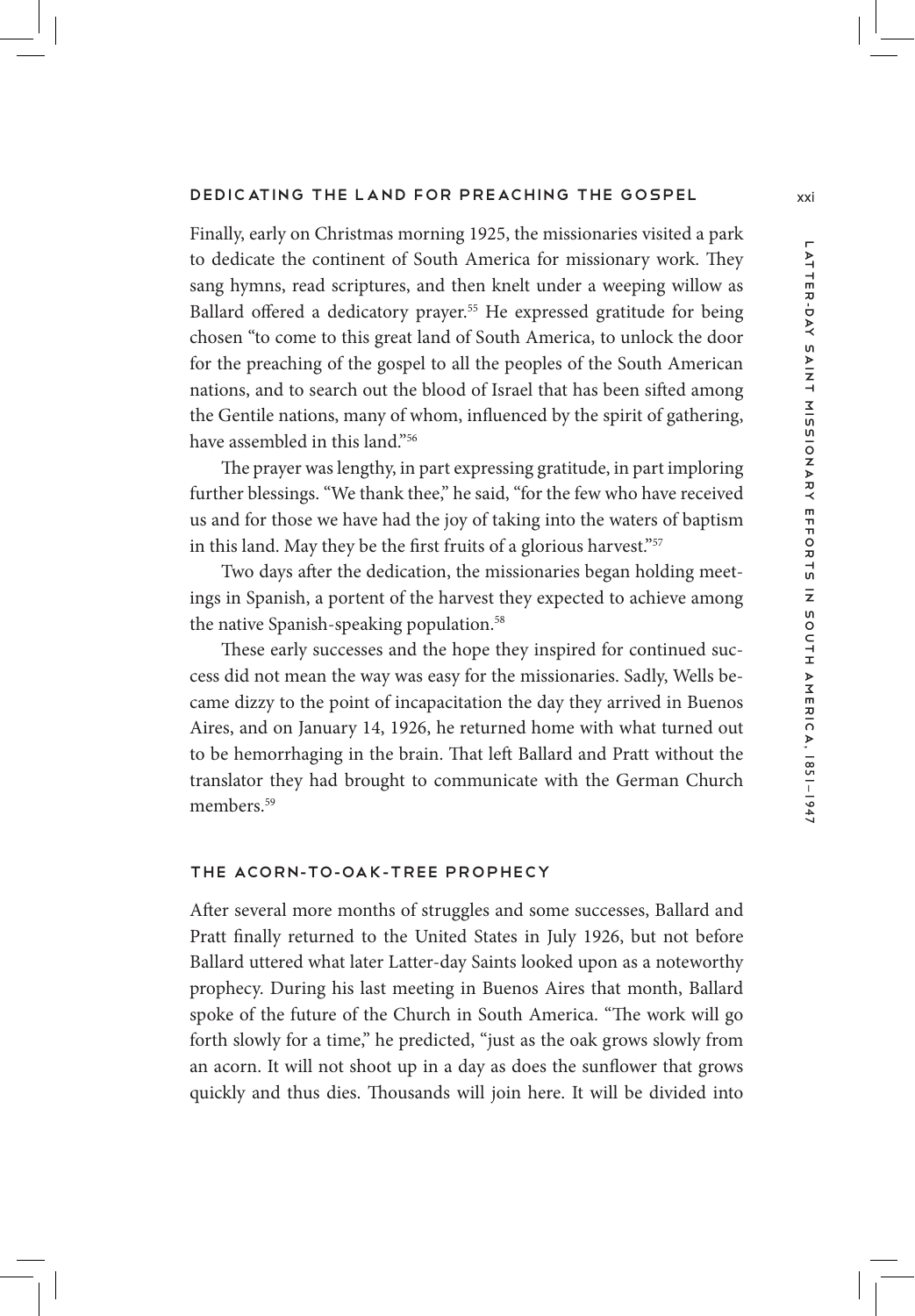Finally, early on Christmas morning 1925, the missionaries visited a park to dedicate the continent of South America for missionary work. They sang hymns, read scriptures, and then knelt under a weeping willow as Ballard offered a dedicatory prayer.[55] He expressed gratitude for being chosen "to come to this great land of South America, to unlock the door for the preaching of the gospel to all the peoples of the South American nations, and to search out the blood of Israel that has been sifted among the Gentile nations, many of whom, influenced by the spirit of gathering, have assembled in this land."[56]

The prayer was lengthy, in part expressing gratitude, in part imploring further blessings. "We thank thee," he said, "for the few who have received us and for those we have had the joy of taking into the waters of baptism in this land. May they be the first fruits of a glorious harvest."[57]

Two days after the dedication, the missionaries began holding meetings in Spanish, a portent of the harvest they expected to achieve among the native Spanish-speaking population.[58]

These early successes and the hope they inspired for continued success did not mean the way was easy for the missionaries. Sadly, Wells became dizzy to the point of incapacitation the day they arrived in Buenos Aires, and on January 14, 1926, he returned home with what turned out to be hemorrhaging in the brain. That left Ballard and Pratt without the translator they had brought to communicate with the German Church members.[59]

## THE ACORN-TO-OAK-TREE PROPHECY

After several more months of struggles and some successes, Ballard and Pratt finally returned to the United States in July 1926, but not before Ballard uttered what later Latter-day Saints looked upon as a noteworthy prophecy. During his last meeting in Buenos Aires that month, Ballard spoke of the future of the Church in South America. "The work will go forth slowly for a time," he predicted, "just as the oak grows slowly from an acorn. It will not shoot up in a day as does the sunflower that grows quickly and thus dies. Thousands will join here. It will be divided into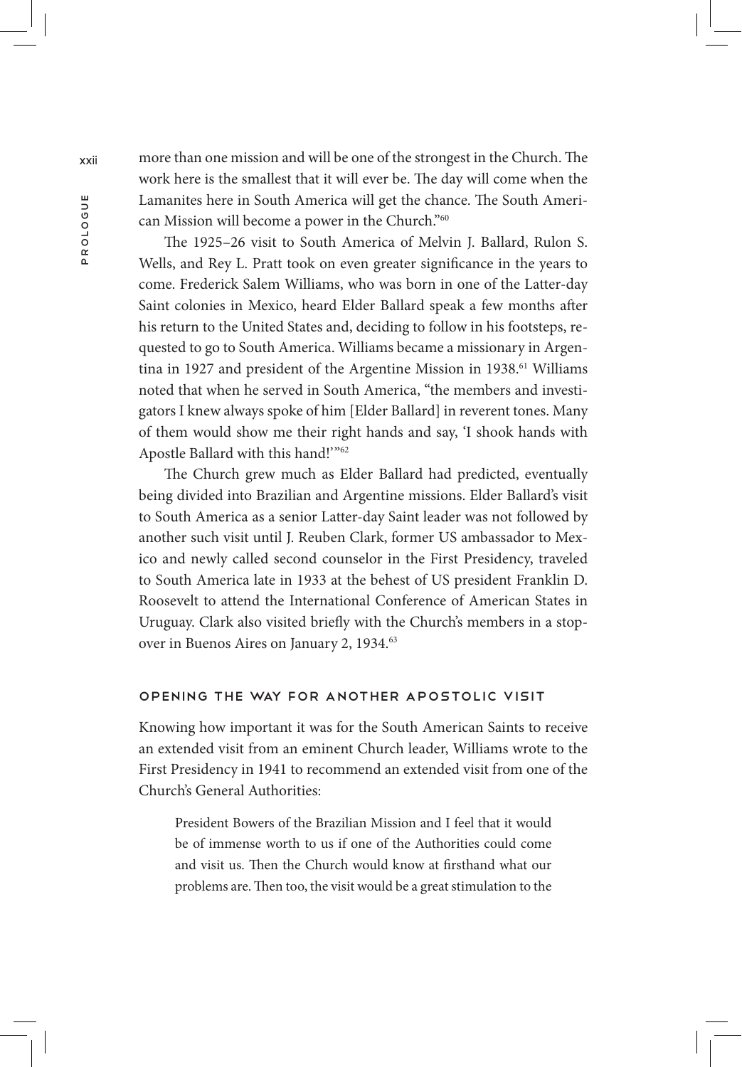more than one mission and will be one of the strongest in the Church. The work here is the smallest that it will ever be. The day will come when the Lamanites here in South America will get the chance. The South American Mission will become a power in the Church."[60]

The 1925–26 visit to South America of Melvin J. Ballard, Rulon S. Wells, and Rey L. Pratt took on even greater significance in the years to come. Frederick Salem Williams, who was born in one of the Latter-day Saint colonies in Mexico, heard Elder Ballard speak a few months after his return to the United States and, deciding to follow in his footsteps, requested to go to South America. Williams became a missionary in Argentina in 1927 and president of the Argentine Mission in 1938.[61] Williams noted that when he served in South America, "the members and investigators I knew always spoke of him [Elder Ballard] in reverent tones. Many of them would show me their right hands and say, 'I shook hands with Apostle Ballard with this hand!'"[62]

The Church grew much as Elder Ballard had predicted, eventually being divided into Brazilian and Argentine missions. Elder Ballard's visit to South America as a senior Latter-day Saint leader was not followed by another such visit until J. Reuben Clark, former US ambassador to Mexico and newly called second counselor in the First Presidency, traveled to South America late in 1933 at the behest of US president Franklin D. Roosevelt to attend the International Conference of American States in Uruguay. Clark also visited briefly with the Church's members in a stopover in Buenos Aires on January 2, 1934.[63]

## Opening the Way for Another Apostolic Visit

Knowing how important it was for the South American Saints to receive an extended visit from an eminent Church leader, Williams wrote to the First Presidency in 1941 to recommend an extended visit from one of the Church's General Authorities:

> President Bowers of the Brazilian Mission and I feel that it would be of immense worth to us if one of the Authorities could come and visit us. Then the Church would know at firsthand what our problems are. Then too, the visit would be a great stimulation to the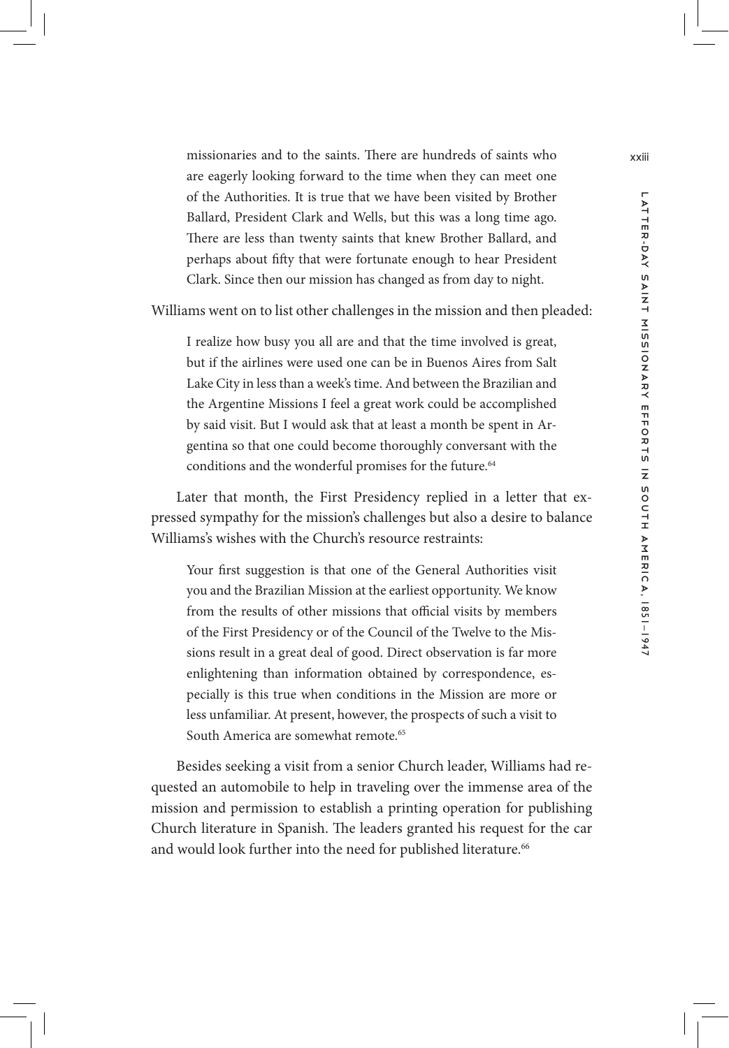> missionaries and to the saints. There are hundreds of saints who are eagerly looking forward to the time when they can meet one of the Authorities. It is true that we have been visited by Brother Ballard, President Clark and Wells, but this was a long time ago. There are less than twenty saints that knew Brother Ballard, and perhaps about fifty that were fortunate enough to hear President Clark. Since then our mission has changed as from day to night.

Williams went on to list other challenges in the mission and then pleaded:

> I realize how busy you all are and that the time involved is great, but if the airlines were used one can be in Buenos Aires from Salt Lake City in less than a week's time. And between the Brazilian and the Argentine Missions I feel a great work could be accomplished by said visit. But I would ask that at least a month be spent in Argentina so that one could become thoroughly conversant with the conditions and the wonderful promises for the future.[64]

Later that month, the First Presidency replied in a letter that expressed sympathy for the mission's challenges but also a desire to balance Williams's wishes with the Church's resource restraints:

> Your first suggestion is that one of the General Authorities visit you and the Brazilian Mission at the earliest opportunity. We know from the results of other missions that official visits by members of the First Presidency or of the Council of the Twelve to the Missions result in a great deal of good. Direct observation is far more enlightening than information obtained by correspondence, especially is this true when conditions in the Mission are more or less unfamiliar. At present, however, the prospects of such a visit to South America are somewhat remote.[65]

Besides seeking a visit from a senior Church leader, Williams had requested an automobile to help in traveling over the immense area of the mission and permission to establish a printing operation for publishing Church literature in Spanish. The leaders granted his request for the car and would look further into the need for published literature.[66]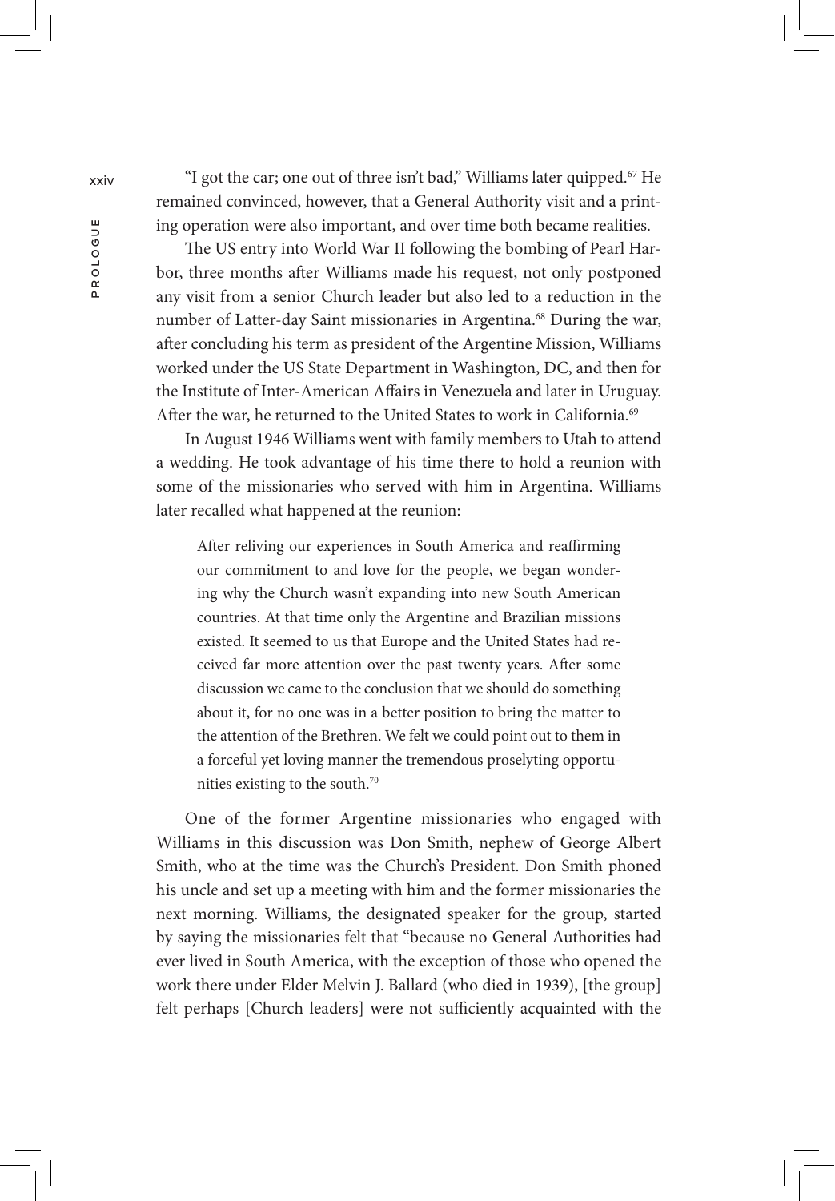"I got the car; one out of three isn't bad," Williams later quipped.[67] He remained convinced, however, that a General Authority visit and a printing operation were also important, and over time both became realities.

The US entry into World War II following the bombing of Pearl Harbor, three months after Williams made his request, not only postponed any visit from a senior Church leader but also led to a reduction in the number of Latter-day Saint missionaries in Argentina.[68] During the war, after concluding his term as president of the Argentine Mission, Williams worked under the US State Department in Washington, DC, and then for the Institute of Inter-American Affairs in Venezuela and later in Uruguay. After the war, he returned to the United States to work in California.[69]

In August 1946 Williams went with family members to Utah to attend a wedding. He took advantage of his time there to hold a reunion with some of the missionaries who served with him in Argentina. Williams later recalled what happened at the reunion:

> After reliving our experiences in South America and reaffirming our commitment to and love for the people, we began wondering why the Church wasn't expanding into new South American countries. At that time only the Argentine and Brazilian missions existed. It seemed to us that Europe and the United States had received far more attention over the past twenty years. After some discussion we came to the conclusion that we should do something about it, for no one was in a better position to bring the matter to the attention of the Brethren. We felt we could point out to them in a forceful yet loving manner the tremendous proselyting opportunities existing to the south.[70]

One of the former Argentine missionaries who engaged with Williams in this discussion was Don Smith, nephew of George Albert Smith, who at the time was the Church's President. Don Smith phoned his uncle and set up a meeting with him and the former missionaries the next morning. Williams, the designated speaker for the group, started by saying the missionaries felt that "because no General Authorities had ever lived in South America, with the exception of those who opened the work there under Elder Melvin J. Ballard (who died in 1939), [the group] felt perhaps [Church leaders] were not sufficiently acquainted with the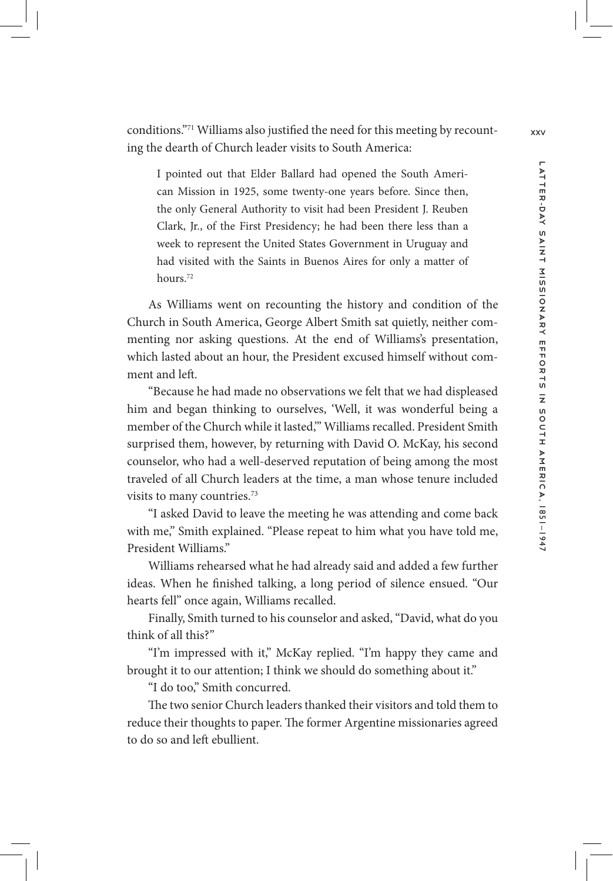conditions."[71] Williams also justified the need for this meeting by recounting the dearth of Church leader visits to South America:

> I pointed out that Elder Ballard had opened the South American Mission in 1925, some twenty-one years before. Since then, the only General Authority to visit had been President J. Reuben Clark, Jr., of the First Presidency; he had been there less than a week to represent the United States Government in Uruguay and had visited with the Saints in Buenos Aires for only a matter of hours.[72]

As Williams went on recounting the history and condition of the Church in South America, George Albert Smith sat quietly, neither commenting nor asking questions. At the end of Williams's presentation, which lasted about an hour, the President excused himself without comment and left.

"Because he had made no observations we felt that we had displeased him and began thinking to ourselves, 'Well, it was wonderful being a member of the Church while it lasted,'" Williams recalled. President Smith surprised them, however, by returning with David O. McKay, his second counselor, who had a well-deserved reputation of being among the most traveled of all Church leaders at the time, a man whose tenure included visits to many countries.[73]

"I asked David to leave the meeting he was attending and come back with me," Smith explained. "Please repeat to him what you have told me, President Williams."

Williams rehearsed what he had already said and added a few further ideas. When he finished talking, a long period of silence ensued. "Our hearts fell" once again, Williams recalled.

Finally, Smith turned to his counselor and asked, "David, what do you think of all this?"

"I'm impressed with it," McKay replied. "I'm happy they came and brought it to our attention; I think we should do something about it."

"I do too," Smith concurred.

The two senior Church leaders thanked their visitors and told them to reduce their thoughts to paper. The former Argentine missionaries agreed to do so and left ebullient.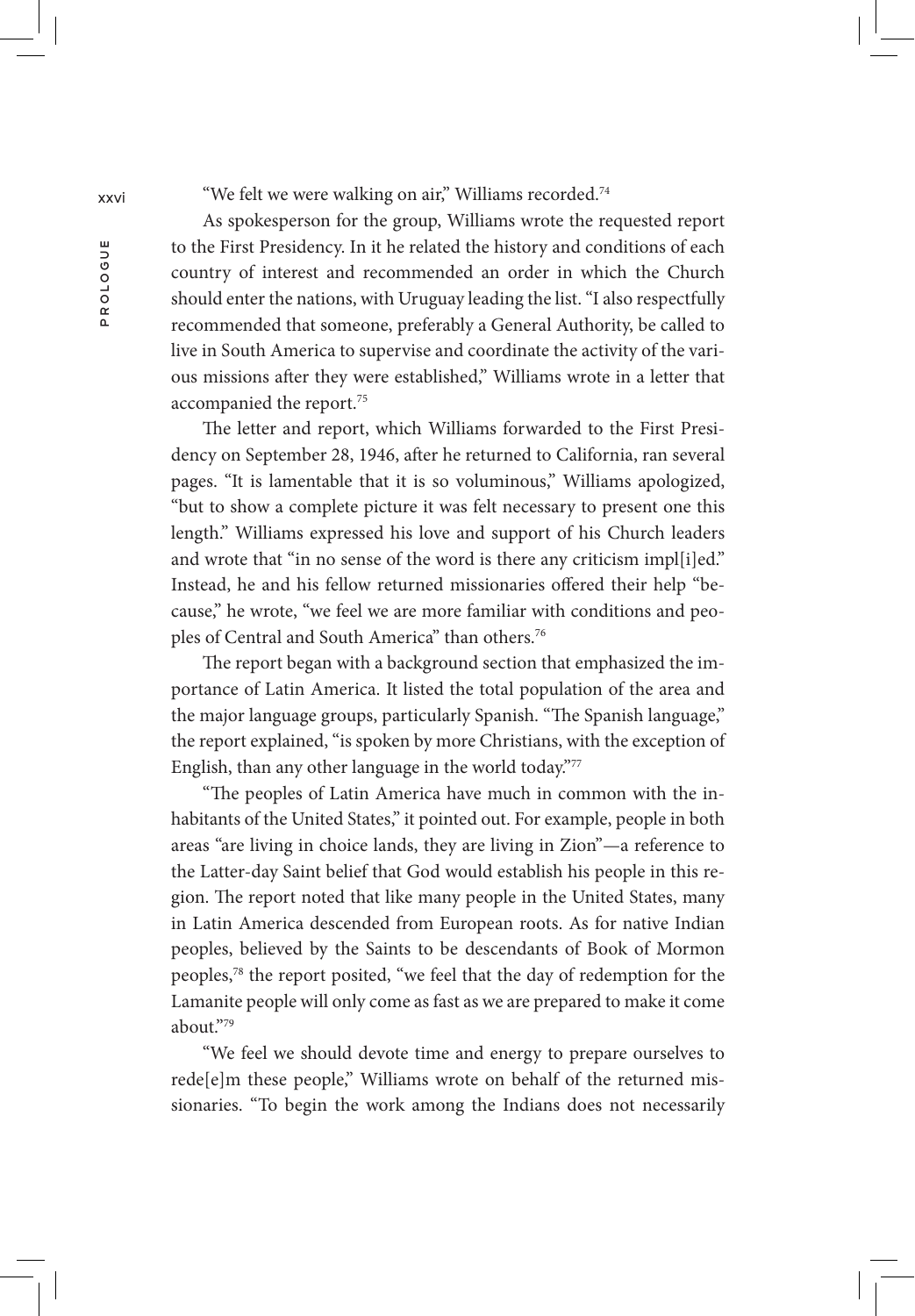"We felt we were walking on air," Williams recorded.[74]

As spokesperson for the group, Williams wrote the requested report to the First Presidency. In it he related the history and conditions of each country of interest and recommended an order in which the Church should enter the nations, with Uruguay leading the list. "I also respectfully recommended that someone, preferably a General Authority, be called to live in South America to supervise and coordinate the activity of the various missions after they were established," Williams wrote in a letter that accompanied the report.[75]

The letter and report, which Williams forwarded to the First Presidency on September 28, 1946, after he returned to California, ran several pages. "It is lamentable that it is so voluminous," Williams apologized, "but to show a complete picture it was felt necessary to present one this length." Williams expressed his love and support of his Church leaders and wrote that "in no sense of the word is there any criticism impl[i]ed." Instead, he and his fellow returned missionaries offered their help "because," he wrote, "we feel we are more familiar with conditions and peoples of Central and South America" than others.[76]

The report began with a background section that emphasized the importance of Latin America. It listed the total population of the area and the major language groups, particularly Spanish. "The Spanish language," the report explained, "is spoken by more Christians, with the exception of English, than any other language in the world today."[77]

"The peoples of Latin America have much in common with the inhabitants of the United States," it pointed out. For example, people in both areas "are living in choice lands, they are living in Zion"—a reference to the Latter-day Saint belief that God would establish his people in this region. The report noted that like many people in the United States, many in Latin America descended from European roots. As for native Indian peoples, believed by the Saints to be descendants of Book of Mormon peoples,[78] the report posited, "we feel that the day of redemption for the Lamanite people will only come as fast as we are prepared to make it come about."[79]

"We feel we should devote time and energy to prepare ourselves to rede[e]m these people," Williams wrote on behalf of the returned missionaries. "To begin the work among the Indians does not necessarily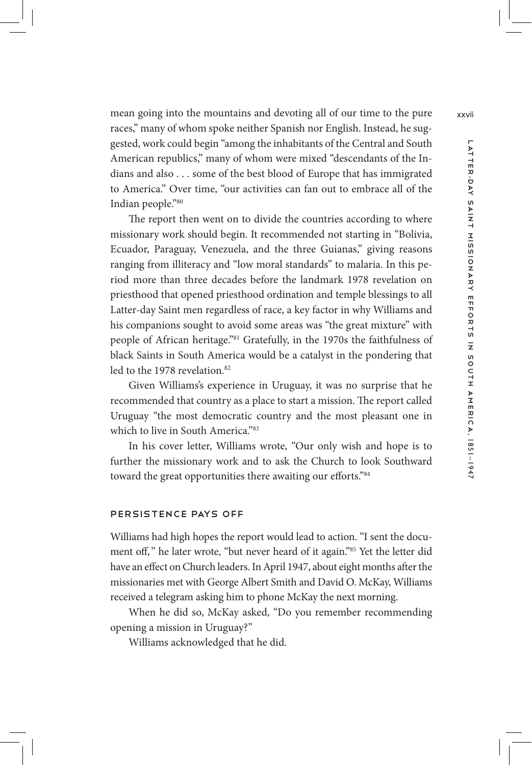mean going into the mountains and devoting all of our time to the pure races," many of whom spoke neither Spanish nor English. Instead, he suggested, work could begin "among the inhabitants of the Central and South American republics," many of whom were mixed "descendants of the Indians and also . . . some of the best blood of Europe that has immigrated to America." Over time, "our activities can fan out to embrace all of the Indian people."[80]

The report then went on to divide the countries according to where missionary work should begin. It recommended not starting in "Bolivia, Ecuador, Paraguay, Venezuela, and the three Guianas," giving reasons ranging from illiteracy and "low moral standards" to malaria. In this period more than three decades before the landmark 1978 revelation on priesthood that opened priesthood ordination and temple blessings to all Latter-day Saint men regardless of race, a key factor in why Williams and his companions sought to avoid some areas was "the great mixture" with people of African heritage."[81] Gratefully, in the 1970s the faithfulness of black Saints in South America would be a catalyst in the pondering that led to the 1978 revelation.[82]

Given Williams's experience in Uruguay, it was no surprise that he recommended that country as a place to start a mission. The report called Uruguay "the most democratic country and the most pleasant one in which to live in South America."[83]

In his cover letter, Williams wrote, "Our only wish and hope is to further the missionary work and to ask the Church to look Southward toward the great opportunities there awaiting our efforts."[84]

## PERSISTENCE PAYS OFF

Williams had high hopes the report would lead to action. "I sent the document off," he later wrote, "but never heard of it again."[85] Yet the letter did have an effect on Church leaders. In April 1947, about eight months after the missionaries met with George Albert Smith and David O. McKay, Williams received a telegram asking him to phone McKay the next morning.

When he did so, McKay asked, "Do you remember recommending opening a mission in Uruguay?"

Williams acknowledged that he did.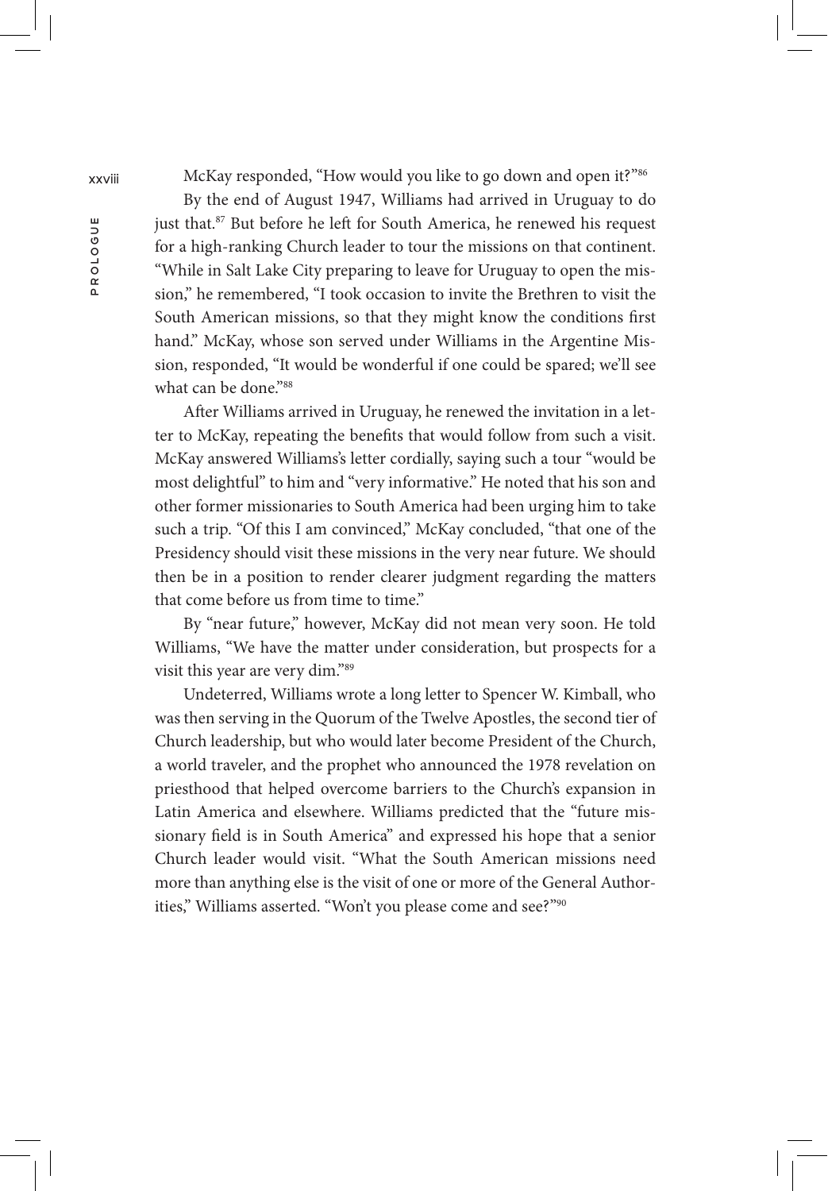McKay responded, "How would you like to go down and open it?"[86]

By the end of August 1947, Williams had arrived in Uruguay to do just that.[87] But before he left for South America, he renewed his request for a high-ranking Church leader to tour the missions on that continent. "While in Salt Lake City preparing to leave for Uruguay to open the mission," he remembered, "I took occasion to invite the Brethren to visit the South American missions, so that they might know the conditions first hand." McKay, whose son served under Williams in the Argentine Mission, responded, "It would be wonderful if one could be spared; we'll see what can be done."[88]

After Williams arrived in Uruguay, he renewed the invitation in a letter to McKay, repeating the benefits that would follow from such a visit. McKay answered Williams's letter cordially, saying such a tour "would be most delightful" to him and "very informative." He noted that his son and other former missionaries to South America had been urging him to take such a trip. "Of this I am convinced," McKay concluded, "that one of the Presidency should visit these missions in the very near future. We should then be in a position to render clearer judgment regarding the matters that come before us from time to time."

By "near future," however, McKay did not mean very soon. He told Williams, "We have the matter under consideration, but prospects for a visit this year are very dim."[89]

Undeterred, Williams wrote a long letter to Spencer W. Kimball, who was then serving in the Quorum of the Twelve Apostles, the second tier of Church leadership, but who would later become President of the Church, a world traveler, and the prophet who announced the 1978 revelation on priesthood that helped overcome barriers to the Church's expansion in Latin America and elsewhere. Williams predicted that the "future missionary field is in South America" and expressed his hope that a senior Church leader would visit. "What the South American missions need more than anything else is the visit of one or more of the General Authorities," Williams asserted. "Won't you please come and see?"[90]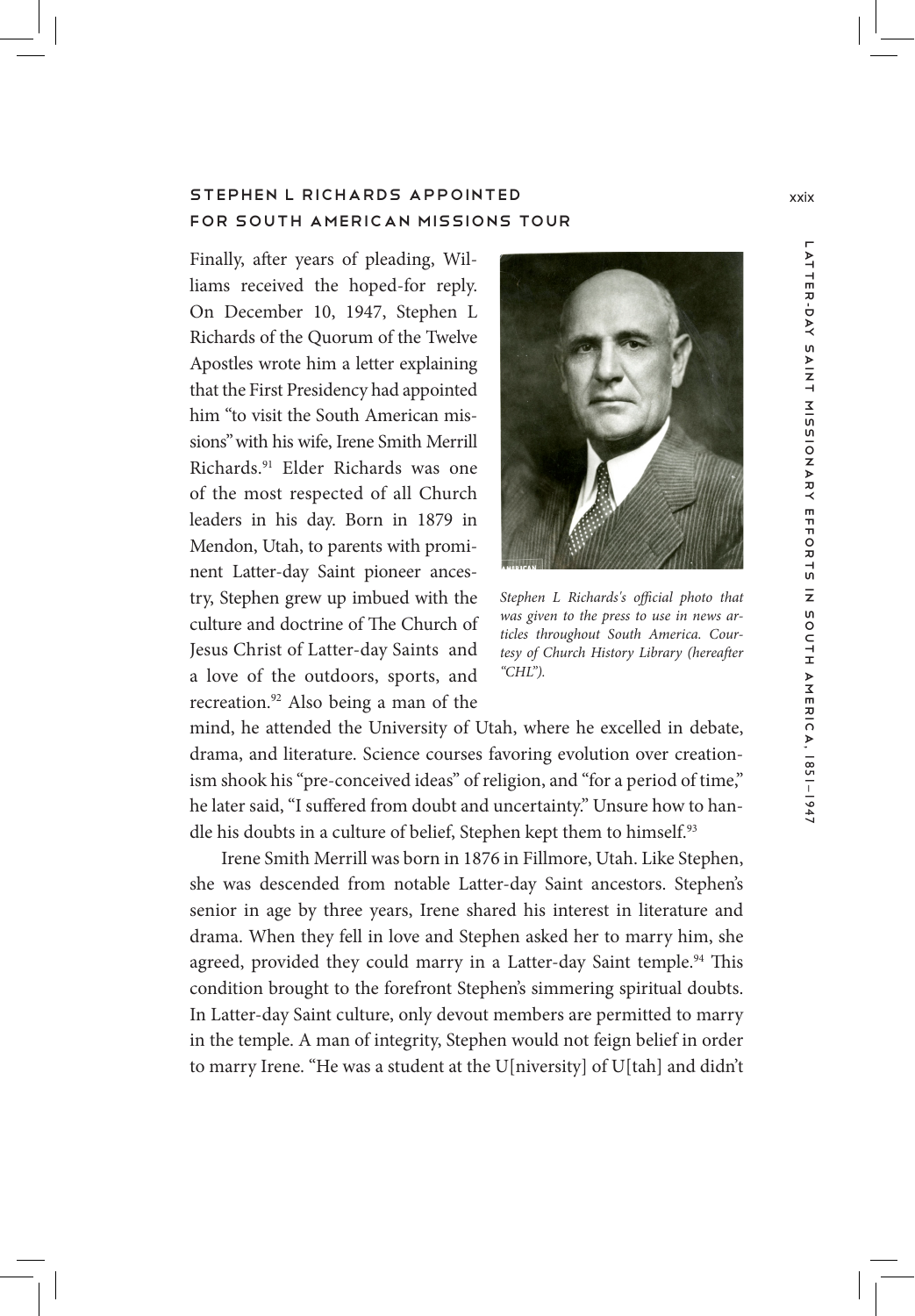## STEPHEN L RICHARDS APPOINTED FOR SOUTH AMERICAN MISSIONS TOUR

Finally, after years of pleading, Williams received the hoped-for reply. On December 10, 1947, Stephen L Richards of the Quorum of the Twelve Apostles wrote him a letter explaining that the First Presidency had appointed him "to visit the South American missions" with his wife, Irene Smith Merrill Richards.[91] Elder Richards was one of the most respected of all Church leaders in his day. Born in 1879 in Mendon, Utah, to parents with prominent Latter-day Saint pioneer ancestry, Stephen grew up imbued with the culture and doctrine of The Church of Jesus Christ of Latter-day Saints and a love of the outdoors, sports, and recreation.[92] Also being a man of the mind, he attended the University of Utah, where he excelled in debate, drama, and literature. Science courses favoring evolution over creationism shook his "pre-conceived ideas" of religion, and "for a period of time," he later said, "I suffered from doubt and uncertainty." Unsure how to handle his doubts in a culture of belief, Stephen kept them to himself.[93]

*Stephen L Richards's official photo that was given to the press to use in news articles throughout South America. Courtesy of Church History Library (hereafter "CHL").*

Irene Smith Merrill was born in 1876 in Fillmore, Utah. Like Stephen, she was descended from notable Latter-day Saint ancestors. Stephen's senior in age by three years, Irene shared his interest in literature and drama. When they fell in love and Stephen asked her to marry him, she agreed, provided they could marry in a Latter-day Saint temple.[94] This condition brought to the forefront Stephen's simmering spiritual doubts. In Latter-day Saint culture, only devout members are permitted to marry in the temple. A man of integrity, Stephen would not feign belief in order to marry Irene. "He was a student at the U[niversity] of U[tah] and didn't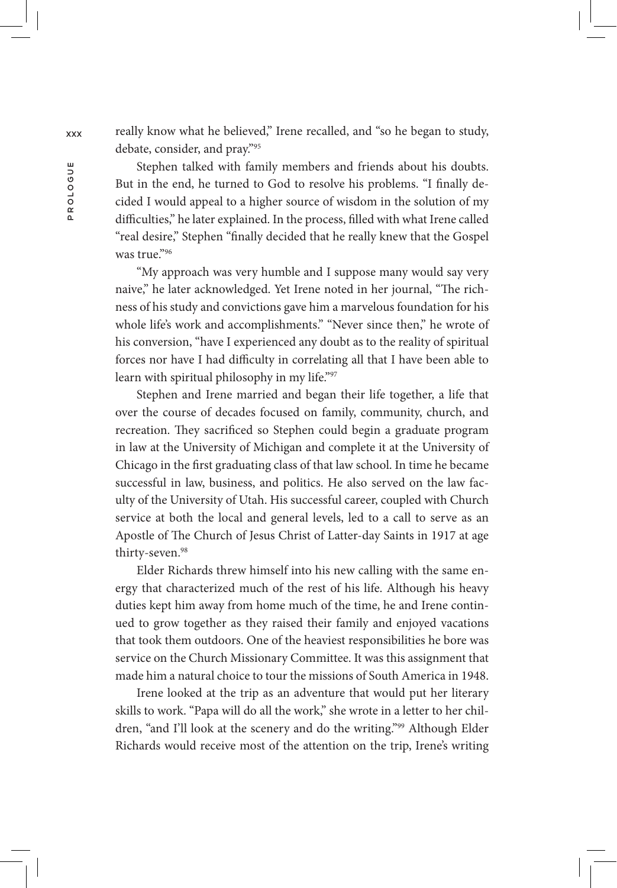really know what he believed," Irene recalled, and "so he began to study, debate, consider, and pray."[95]

Stephen talked with family members and friends about his doubts. But in the end, he turned to God to resolve his problems. "I finally decided I would appeal to a higher source of wisdom in the solution of my difficulties," he later explained. In the process, filled with what Irene called "real desire," Stephen "finally decided that he really knew that the Gospel was true."[96]

"My approach was very humble and I suppose many would say very naive," he later acknowledged. Yet Irene noted in her journal, "The richness of his study and convictions gave him a marvelous foundation for his whole life's work and accomplishments." "Never since then," he wrote of his conversion, "have I experienced any doubt as to the reality of spiritual forces nor have I had difficulty in correlating all that I have been able to learn with spiritual philosophy in my life."[97]

Stephen and Irene married and began their life together, a life that over the course of decades focused on family, community, church, and recreation. They sacrificed so Stephen could begin a graduate program in law at the University of Michigan and complete it at the University of Chicago in the first graduating class of that law school. In time he became successful in law, business, and politics. He also served on the law faculty of the University of Utah. His successful career, coupled with Church service at both the local and general levels, led to a call to serve as an Apostle of The Church of Jesus Christ of Latter-day Saints in 1917 at age thirty-seven.[98]

Elder Richards threw himself into his new calling with the same energy that characterized much of the rest of his life. Although his heavy duties kept him away from home much of the time, he and Irene continued to grow together as they raised their family and enjoyed vacations that took them outdoors. One of the heaviest responsibilities he bore was service on the Church Missionary Committee. It was this assignment that made him a natural choice to tour the missions of South America in 1948.

Irene looked at the trip as an adventure that would put her literary skills to work. "Papa will do all the work," she wrote in a letter to her children, "and I'll look at the scenery and do the writing."[99] Although Elder Richards would receive most of the attention on the trip, Irene's writing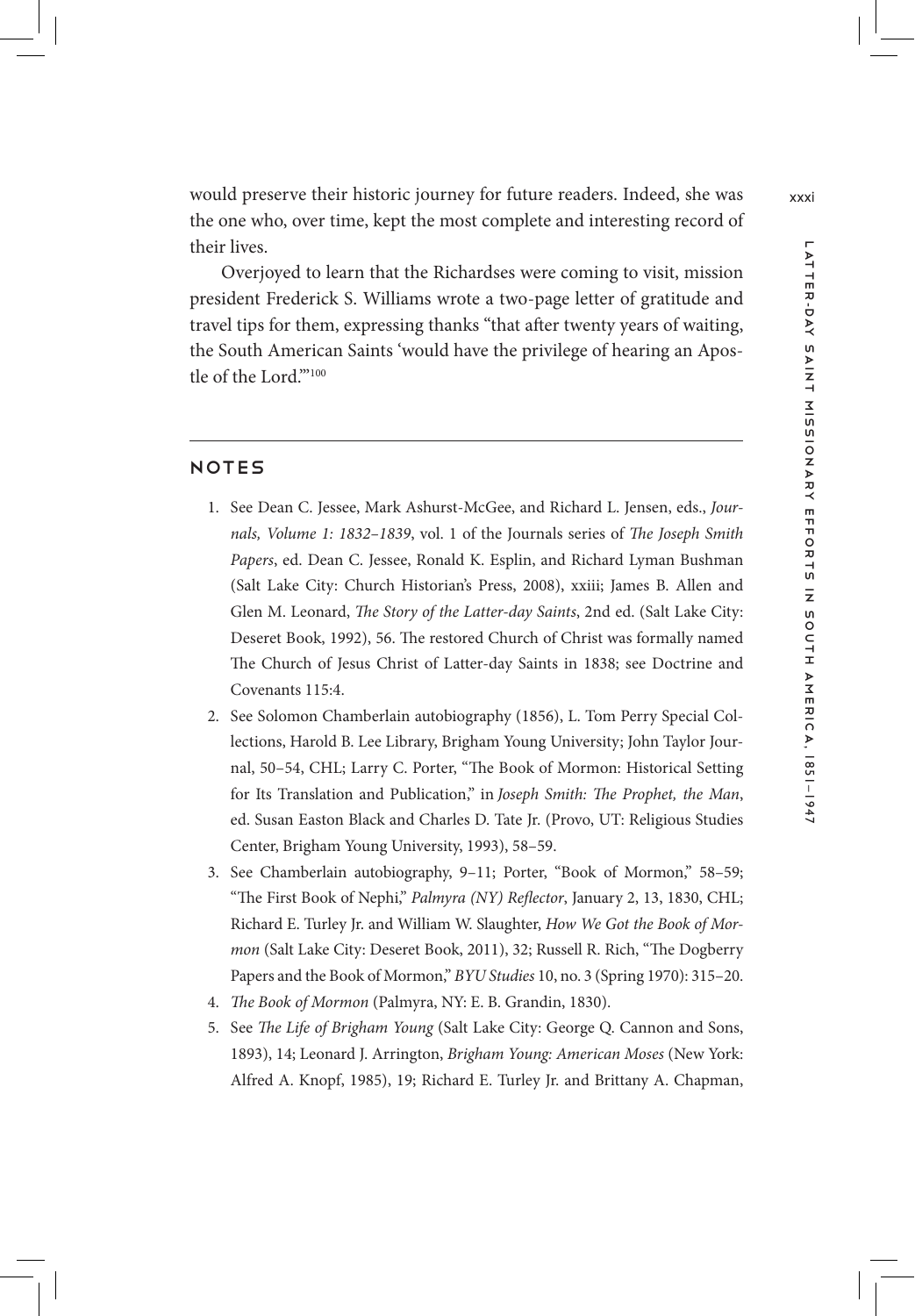would preserve their historic journey for future readers. Indeed, she was the one who, over time, kept the most complete and interesting record of their lives.

Overjoyed to learn that the Richardses were coming to visit, mission president Frederick S. Williams wrote a two-page letter of gratitude and travel tips for them, expressing thanks "that after twenty years of waiting, the South American Saints 'would have the privilege of hearing an Apostle of the Lord.'"[100]

---

## NOTES

1. See Dean C. Jessee, Mark Ashurst-McGee, and Richard L. Jensen, eds., *Journals, Volume 1: 1832–1839*, vol. 1 of the Journals series of *The Joseph Smith Papers*, ed. Dean C. Jessee, Ronald K. Esplin, and Richard Lyman Bushman (Salt Lake City: Church Historian's Press, 2008), xxiii; James B. Allen and Glen M. Leonard, *The Story of the Latter-day Saints*, 2nd ed. (Salt Lake City: Deseret Book, 1992), 56. The restored Church of Christ was formally named The Church of Jesus Christ of Latter-day Saints in 1838; see Doctrine and Covenants 115:4.
2. See Solomon Chamberlain autobiography (1856), L. Tom Perry Special Collections, Harold B. Lee Library, Brigham Young University; John Taylor Journal, 50–54, CHL; Larry C. Porter, "The Book of Mormon: Historical Setting for Its Translation and Publication," in *Joseph Smith: The Prophet, the Man*, ed. Susan Easton Black and Charles D. Tate Jr. (Provo, UT: Religious Studies Center, Brigham Young University, 1993), 58–59.
3. See Chamberlain autobiography, 9–11; Porter, "Book of Mormon," 58–59; "The First Book of Nephi," *Palmyra (NY) Reflector*, January 2, 13, 1830, CHL; Richard E. Turley Jr. and William W. Slaughter, *How We Got the Book of Mormon* (Salt Lake City: Deseret Book, 2011), 32; Russell R. Rich, "The Dogberry Papers and the Book of Mormon," *BYU Studies* 10, no. 3 (Spring 1970): 315–20.
4. *The Book of Mormon* (Palmyra, NY: E. B. Grandin, 1830).
5. See *The Life of Brigham Young* (Salt Lake City: George Q. Cannon and Sons, 1893), 14; Leonard J. Arrington, *Brigham Young: American Moses* (New York: Alfred A. Knopf, 1985), 19; Richard E. Turley Jr. and Brittany A. Chapman,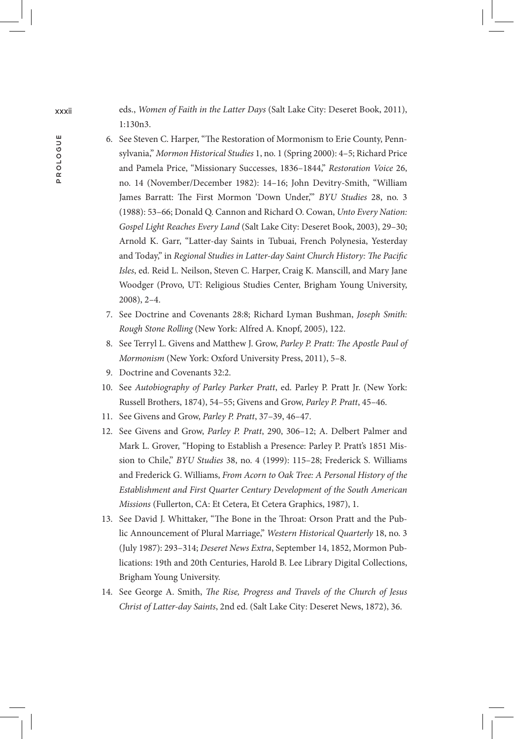eds., *Women of Faith in the Latter Days* (Salt Lake City: Deseret Book, 2011), 1:130n3.

6. See Steven C. Harper, "The Restoration of Mormonism to Erie County, Pennsylvania," *Mormon Historical Studies* 1, no. 1 (Spring 2000): 4–5; Richard Price and Pamela Price, "Missionary Successes, 1836–1844," *Restoration Voice* 26, no. 14 (November/December 1982): 14–16; John Devitry-Smith, "William James Barratt: The First Mormon 'Down Under,'" *BYU Studies* 28, no. 3 (1988): 53–66; Donald Q. Cannon and Richard O. Cowan, *Unto Every Nation: Gospel Light Reaches Every Land* (Salt Lake City: Deseret Book, 2003), 29–30; Arnold K. Garr, "Latter-day Saints in Tubuai, French Polynesia, Yesterday and Today," in *Regional Studies in Latter-day Saint Church History: The Pacific Isles*, ed. Reid L. Neilson, Steven C. Harper, Craig K. Manscill, and Mary Jane Woodger (Provo, UT: Religious Studies Center, Brigham Young University, 2008), 2–4.
7. See Doctrine and Covenants 28:8; Richard Lyman Bushman, *Joseph Smith: Rough Stone Rolling* (New York: Alfred A. Knopf, 2005), 122.
8. See Terryl L. Givens and Matthew J. Grow, *Parley P. Pratt: The Apostle Paul of Mormonism* (New York: Oxford University Press, 2011), 5–8.
9. Doctrine and Covenants 32:2.
10. See *Autobiography of Parley Parker Pratt*, ed. Parley P. Pratt Jr. (New York: Russell Brothers, 1874), 54–55; Givens and Grow, *Parley P. Pratt*, 45–46.
11. See Givens and Grow, *Parley P. Pratt*, 37–39, 46–47.
12. See Givens and Grow, *Parley P. Pratt*, 290, 306–12; A. Delbert Palmer and Mark L. Grover, "Hoping to Establish a Presence: Parley P. Pratt's 1851 Mission to Chile," *BYU Studies* 38, no. 4 (1999): 115–28; Frederick S. Williams and Frederick G. Williams, *From Acorn to Oak Tree: A Personal History of the Establishment and First Quarter Century Development of the South American Missions* (Fullerton, CA: Et Cetera, Et Cetera Graphics, 1987), 1.
13. See David J. Whittaker, "The Bone in the Throat: Orson Pratt and the Public Announcement of Plural Marriage," *Western Historical Quarterly* 18, no. 3 (July 1987): 293–314; *Deseret News Extra*, September 14, 1852, Mormon Publications: 19th and 20th Centuries, Harold B. Lee Library Digital Collections, Brigham Young University.
14. See George A. Smith, *The Rise, Progress and Travels of the Church of Jesus Christ of Latter-day Saints*, 2nd ed. (Salt Lake City: Deseret News, 1872), 36.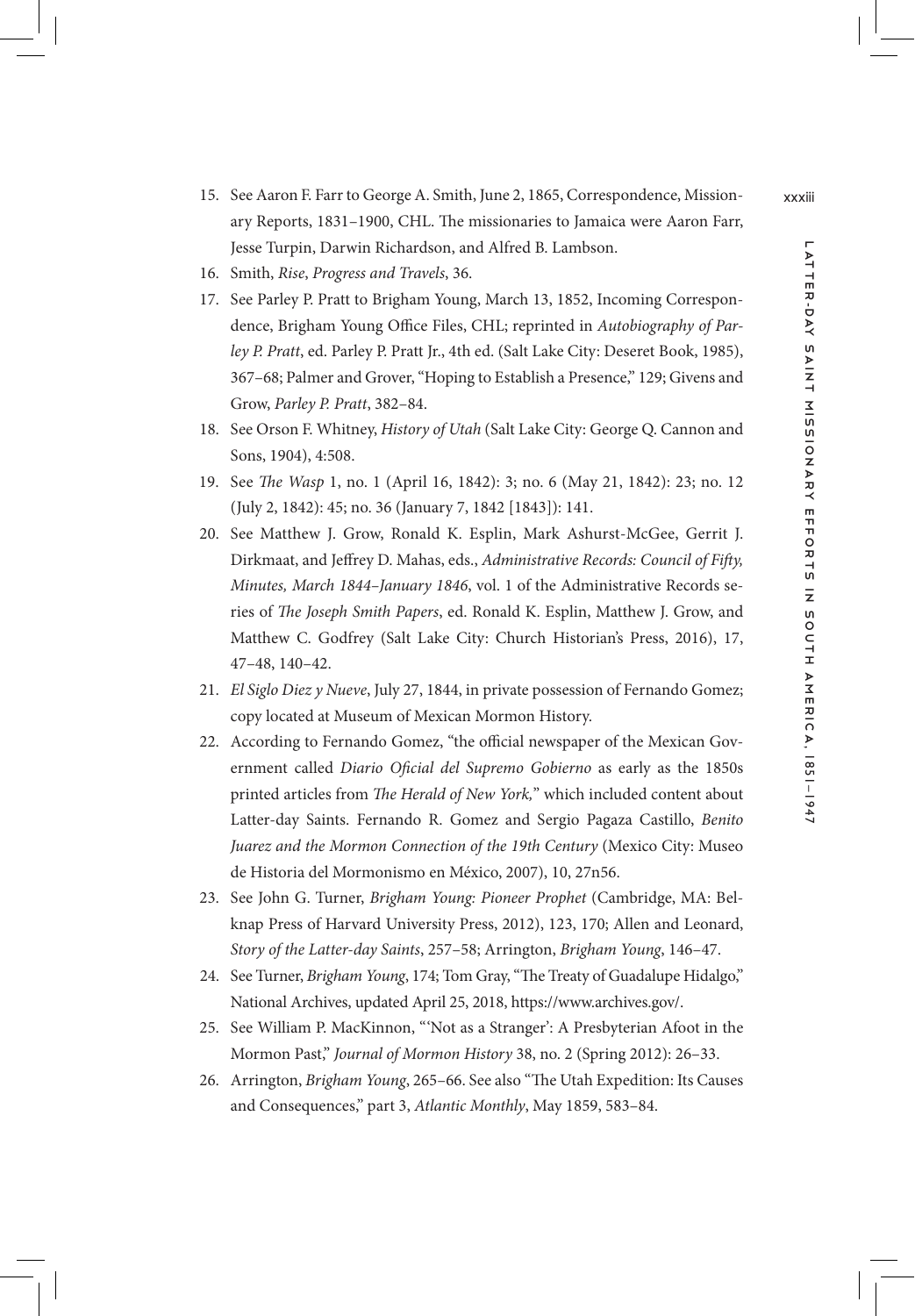15. See Aaron F. Farr to George A. Smith, June 2, 1865, Correspondence, Missionary Reports, 1831–1900, CHL. The missionaries to Jamaica were Aaron Farr, Jesse Turpin, Darwin Richardson, and Alfred B. Lambson.
16. Smith, *Rise*, *Progress and Travels*, 36.
17. See Parley P. Pratt to Brigham Young, March 13, 1852, Incoming Correspondence, Brigham Young Office Files, CHL; reprinted in *Autobiography of Parley P. Pratt*, ed. Parley P. Pratt Jr., 4th ed. (Salt Lake City: Deseret Book, 1985), 367–68; Palmer and Grover, "Hoping to Establish a Presence," 129; Givens and Grow, *Parley P. Pratt*, 382–84.
18. See Orson F. Whitney, *History of Utah* (Salt Lake City: George Q. Cannon and Sons, 1904), 4:508.
19. See *The Wasp* 1, no. 1 (April 16, 1842): 3; no. 6 (May 21, 1842): 23; no. 12 (July 2, 1842): 45; no. 36 (January 7, 1842 [1843]): 141.
20. See Matthew J. Grow, Ronald K. Esplin, Mark Ashurst-McGee, Gerrit J. Dirkmaat, and Jeffrey D. Mahas, eds., *Administrative Records: Council of Fifty, Minutes, March 1844–January 1846*, vol. 1 of the Administrative Records series of *The Joseph Smith Papers*, ed. Ronald K. Esplin, Matthew J. Grow, and Matthew C. Godfrey (Salt Lake City: Church Historian's Press, 2016), 17, 47–48, 140–42.
21. *El Siglo Diez y Nueve*, July 27, 1844, in private possession of Fernando Gomez; copy located at Museum of Mexican Mormon History.
22. According to Fernando Gomez, "the official newspaper of the Mexican Government called *Diario Oficial del Supremo Gobierno* as early as the 1850s printed articles from *The Herald of New York,*" which included content about Latter-day Saints. Fernando R. Gomez and Sergio Pagaza Castillo, *Benito Juarez and the Mormon Connection of the 19th Century* (Mexico City: Museo de Historia del Mormonismo en México, 2007), 10, 27n56.
23. See John G. Turner, *Brigham Young: Pioneer Prophet* (Cambridge, MA: Belknap Press of Harvard University Press, 2012), 123, 170; Allen and Leonard, *Story of the Latter-day Saints*, 257–58; Arrington, *Brigham Young*, 146–47.
24. See Turner, *Brigham Young*, 174; Tom Gray, "The Treaty of Guadalupe Hidalgo," National Archives, updated April 25, 2018, https://www.archives.gov/.
25. See William P. MacKinnon, "'Not as a Stranger': A Presbyterian Afoot in the Mormon Past," *Journal of Mormon History* 38, no. 2 (Spring 2012): 26–33.
26. Arrington, *Brigham Young*, 265–66. See also "The Utah Expedition: Its Causes and Consequences," part 3, *Atlantic Monthly*, May 1859, 583–84.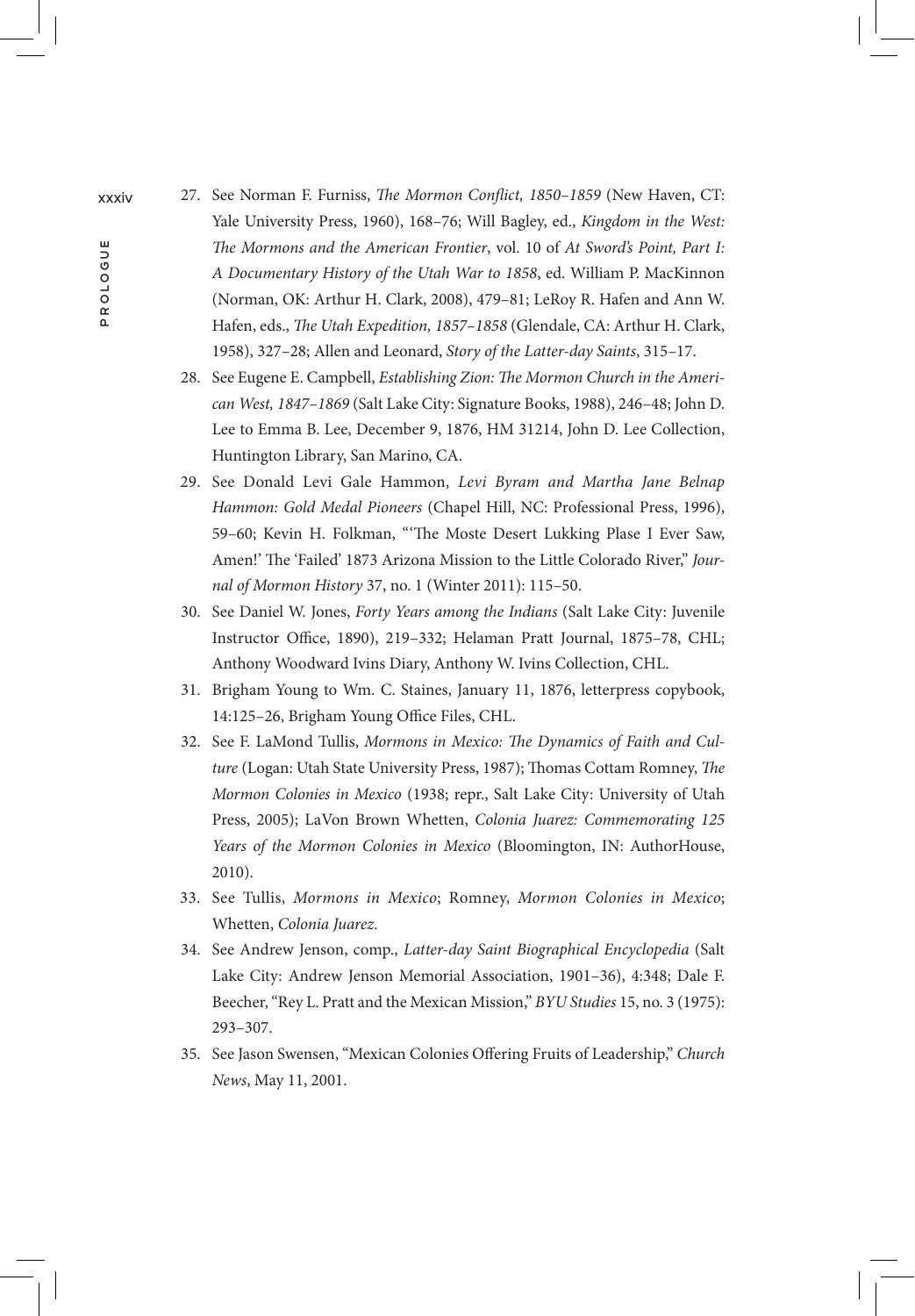27. See Norman F. Furniss, *The Mormon Conflict, 1850–1859* (New Haven, CT: Yale University Press, 1960), 168–76; Will Bagley, ed., *Kingdom in the West: The Mormons and the American Frontier*, vol. 10 of *At Sword's Point, Part I: A Documentary History of the Utah War to 1858*, ed. William P. MacKinnon (Norman, OK: Arthur H. Clark, 2008), 479–81; LeRoy R. Hafen and Ann W. Hafen, eds., *The Utah Expedition, 1857–1858* (Glendale, CA: Arthur H. Clark, 1958), 327–28; Allen and Leonard, *Story of the Latter-day Saints*, 315–17.
28. See Eugene E. Campbell, *Establishing Zion: The Mormon Church in the American West, 1847–1869* (Salt Lake City: Signature Books, 1988), 246–48; John D. Lee to Emma B. Lee, December 9, 1876, HM 31214, John D. Lee Collection, Huntington Library, San Marino, CA.
29. See Donald Levi Gale Hammon, *Levi Byram and Martha Jane Belnap Hammon: Gold Medal Pioneers* (Chapel Hill, NC: Professional Press, 1996), 59–60; Kevin H. Folkman, "'The Moste Desert Lukking Plase I Ever Saw, Amen!' The 'Failed' 1873 Arizona Mission to the Little Colorado River," *Journal of Mormon History* 37, no. 1 (Winter 2011): 115–50.
30. See Daniel W. Jones, *Forty Years among the Indians* (Salt Lake City: Juvenile Instructor Office, 1890), 219–332; Helaman Pratt Journal, 1875–78, CHL; Anthony Woodward Ivins Diary, Anthony W. Ivins Collection, CHL.
31. Brigham Young to Wm. C. Staines, January 11, 1876, letterpress copybook, 14:125–26, Brigham Young Office Files, CHL.
32. See F. LaMond Tullis, *Mormons in Mexico: The Dynamics of Faith and Culture* (Logan: Utah State University Press, 1987); Thomas Cottam Romney, *The Mormon Colonies in Mexico* (1938; repr., Salt Lake City: University of Utah Press, 2005); LaVon Brown Whetten, *Colonia Juarez: Commemorating 125 Years of the Mormon Colonies in Mexico* (Bloomington, IN: AuthorHouse, 2010).
33. See Tullis, *Mormons in Mexico*; Romney, *Mormon Colonies in Mexico*; Whetten, *Colonia Juarez*.
34. See Andrew Jenson, comp., *Latter-day Saint Biographical Encyclopedia* (Salt Lake City: Andrew Jenson Memorial Association, 1901–36), 4:348; Dale F. Beecher, "Rey L. Pratt and the Mexican Mission," *BYU Studies* 15, no. 3 (1975): 293–307.
35. See Jason Swensen, "Mexican Colonies Offering Fruits of Leadership," *Church News*, May 11, 2001.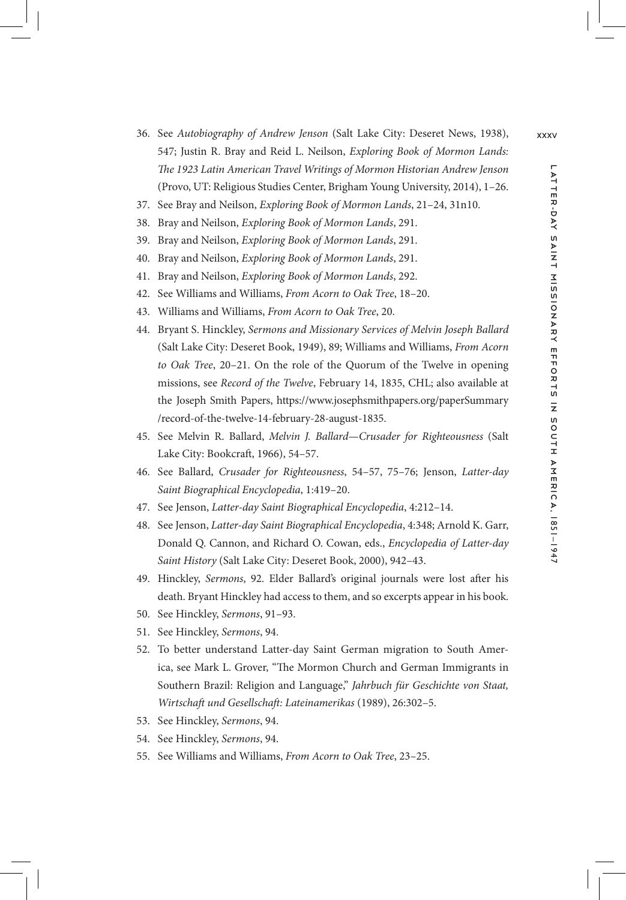36. See *Autobiography of Andrew Jenson* (Salt Lake City: Deseret News, 1938), 547; Justin R. Bray and Reid L. Neilson, *Exploring Book of Mormon Lands: The 1923 Latin American Travel Writings of Mormon Historian Andrew Jenson* (Provo, UT: Religious Studies Center, Brigham Young University, 2014), 1–26.
37. See Bray and Neilson, *Exploring Book of Mormon Lands*, 21–24, 31n10.
38. Bray and Neilson, *Exploring Book of Mormon Lands*, 291.
39. Bray and Neilson, *Exploring Book of Mormon Lands*, 291.
40. Bray and Neilson, *Exploring Book of Mormon Lands*, 291.
41. Bray and Neilson, *Exploring Book of Mormon Lands*, 292.
42. See Williams and Williams, *From Acorn to Oak Tree*, 18–20.
43. Williams and Williams, *From Acorn to Oak Tree*, 20.
44. Bryant S. Hinckley, *Sermons and Missionary Services of Melvin Joseph Ballard* (Salt Lake City: Deseret Book, 1949), 89; Williams and Williams, *From Acorn to Oak Tree*, 20–21. On the role of the Quorum of the Twelve in opening missions, see *Record of the Twelve*, February 14, 1835, CHL; also available at the Joseph Smith Papers, https://www.josephsmithpapers.org/paperSummary/record-of-the-twelve-14-february-28-august-1835.
45. See Melvin R. Ballard, *Melvin J. Ballard—Crusader for Righteousness* (Salt Lake City: Bookcraft, 1966), 54–57.
46. See Ballard, *Crusader for Righteousness*, 54–57, 75–76; Jenson, *Latter-day Saint Biographical Encyclopedia*, 1:419–20.
47. See Jenson, *Latter-day Saint Biographical Encyclopedia*, 4:212–14.
48. See Jenson, *Latter-day Saint Biographical Encyclopedia*, 4:348; Arnold K. Garr, Donald Q. Cannon, and Richard O. Cowan, eds., *Encyclopedia of Latter-day Saint History* (Salt Lake City: Deseret Book, 2000), 942–43.
49. Hinckley, *Sermons*, 92. Elder Ballard's original journals were lost after his death. Bryant Hinckley had access to them, and so excerpts appear in his book.
50. See Hinckley, *Sermons*, 91–93.
51. See Hinckley, *Sermons*, 94.
52. To better understand Latter-day Saint German migration to South America, see Mark L. Grover, "The Mormon Church and German Immigrants in Southern Brazil: Religion and Language," *Jahrbuch für Geschichte von Staat, Wirtschaft und Gesellschaft: Lateinamerikas* (1989), 26:302–5.
53. See Hinckley, *Sermons*, 94.
54. See Hinckley, *Sermons*, 94.
55. See Williams and Williams, *From Acorn to Oak Tree*, 23–25.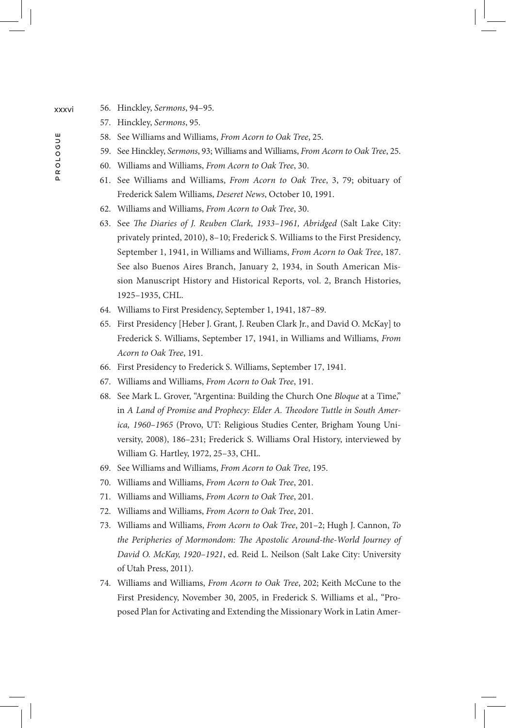56. Hinckley, *Sermons*, 94–95.
57. Hinckley, *Sermons*, 95.
58. See Williams and Williams, *From Acorn to Oak Tree*, 25.
59. See Hinckley, *Sermons*, 93; Williams and Williams, *From Acorn to Oak Tree*, 25.
60. Williams and Williams, *From Acorn to Oak Tree*, 30.
61. See Williams and Williams, *From Acorn to Oak Tree*, 3, 79; obituary of Frederick Salem Williams, *Deseret News*, October 10, 1991.
62. Williams and Williams, *From Acorn to Oak Tree*, 30.
63. See *The Diaries of J. Reuben Clark, 1933–1961, Abridged* (Salt Lake City: privately printed, 2010), 8–10; Frederick S. Williams to the First Presidency, September 1, 1941, in Williams and Williams, *From Acorn to Oak Tree*, 187. See also Buenos Aires Branch, January 2, 1934, in South American Mission Manuscript History and Historical Reports, vol. 2, Branch Histories, 1925–1935, CHL.
64. Williams to First Presidency, September 1, 1941, 187–89.
65. First Presidency [Heber J. Grant, J. Reuben Clark Jr., and David O. McKay] to Frederick S. Williams, September 17, 1941, in Williams and Williams, *From Acorn to Oak Tree*, 191.
66. First Presidency to Frederick S. Williams, September 17, 1941.
67. Williams and Williams, *From Acorn to Oak Tree*, 191.
68. See Mark L. Grover, "Argentina: Building the Church One *Bloque* at a Time," in *A Land of Promise and Prophecy: Elder A. Theodore Tuttle in South America, 1960–1965* (Provo, UT: Religious Studies Center, Brigham Young University, 2008), 186–231; Frederick S. Williams Oral History, interviewed by William G. Hartley, 1972, 25–33, CHL.
69. See Williams and Williams, *From Acorn to Oak Tree*, 195.
70. Williams and Williams, *From Acorn to Oak Tree*, 201.
71. Williams and Williams, *From Acorn to Oak Tree*, 201.
72. Williams and Williams, *From Acorn to Oak Tree*, 201.
73. Williams and Williams, *From Acorn to Oak Tree*, 201–2; Hugh J. Cannon, *To the Peripheries of Mormondom: The Apostolic Around-the-World Journey of David O. McKay, 1920–1921*, ed. Reid L. Neilson (Salt Lake City: University of Utah Press, 2011).
74. Williams and Williams, *From Acorn to Oak Tree*, 202; Keith McCune to the First Presidency, November 30, 2005, in Frederick S. Williams et al., "Proposed Plan for Activating and Extending the Missionary Work in Latin Amer-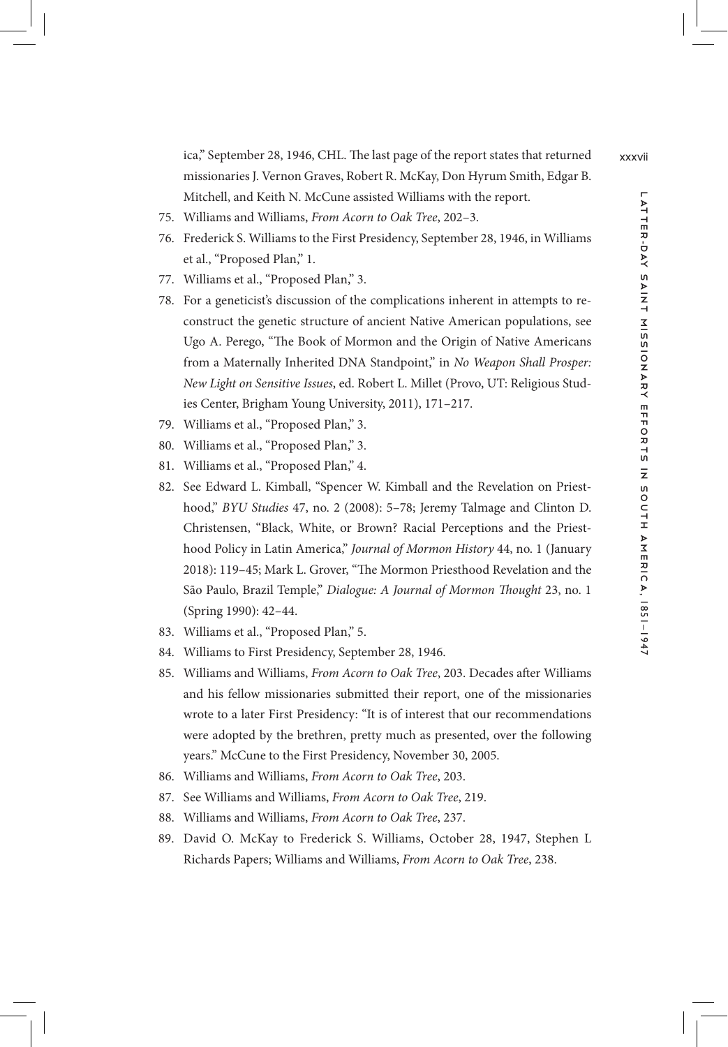ica," September 28, 1946, CHL. The last page of the report states that returned missionaries J. Vernon Graves, Robert R. McKay, Don Hyrum Smith, Edgar B. Mitchell, and Keith N. McCune assisted Williams with the report.

75. Williams and Williams, *From Acorn to Oak Tree*, 202–3.
76. Frederick S. Williams to the First Presidency, September 28, 1946, in Williams et al., "Proposed Plan," 1.
77. Williams et al., "Proposed Plan," 3.
78. For a geneticist's discussion of the complications inherent in attempts to reconstruct the genetic structure of ancient Native American populations, see Ugo A. Perego, "The Book of Mormon and the Origin of Native Americans from a Maternally Inherited DNA Standpoint," in *No Weapon Shall Prosper: New Light on Sensitive Issues*, ed. Robert L. Millet (Provo, UT: Religious Studies Center, Brigham Young University, 2011), 171–217.
79. Williams et al., "Proposed Plan," 3.
80. Williams et al., "Proposed Plan," 3.
81. Williams et al., "Proposed Plan," 4.
82. See Edward L. Kimball, "Spencer W. Kimball and the Revelation on Priesthood," *BYU Studies* 47, no. 2 (2008): 5–78; Jeremy Talmage and Clinton D. Christensen, "Black, White, or Brown? Racial Perceptions and the Priesthood Policy in Latin America," *Journal of Mormon History* 44, no. 1 (January 2018): 119–45; Mark L. Grover, "The Mormon Priesthood Revelation and the São Paulo, Brazil Temple," *Dialogue: A Journal of Mormon Thought* 23, no. 1 (Spring 1990): 42–44.
83. Williams et al., "Proposed Plan," 5.
84. Williams to First Presidency, September 28, 1946.
85. Williams and Williams, *From Acorn to Oak Tree*, 203. Decades after Williams and his fellow missionaries submitted their report, one of the missionaries wrote to a later First Presidency: "It is of interest that our recommendations were adopted by the brethren, pretty much as presented, over the following years." McCune to the First Presidency, November 30, 2005.
86. Williams and Williams, *From Acorn to Oak Tree*, 203.
87. See Williams and Williams, *From Acorn to Oak Tree*, 219.
88. Williams and Williams, *From Acorn to Oak Tree*, 237.
89. David O. McKay to Frederick S. Williams, October 28, 1947, Stephen L Richards Papers; Williams and Williams, *From Acorn to Oak Tree*, 238.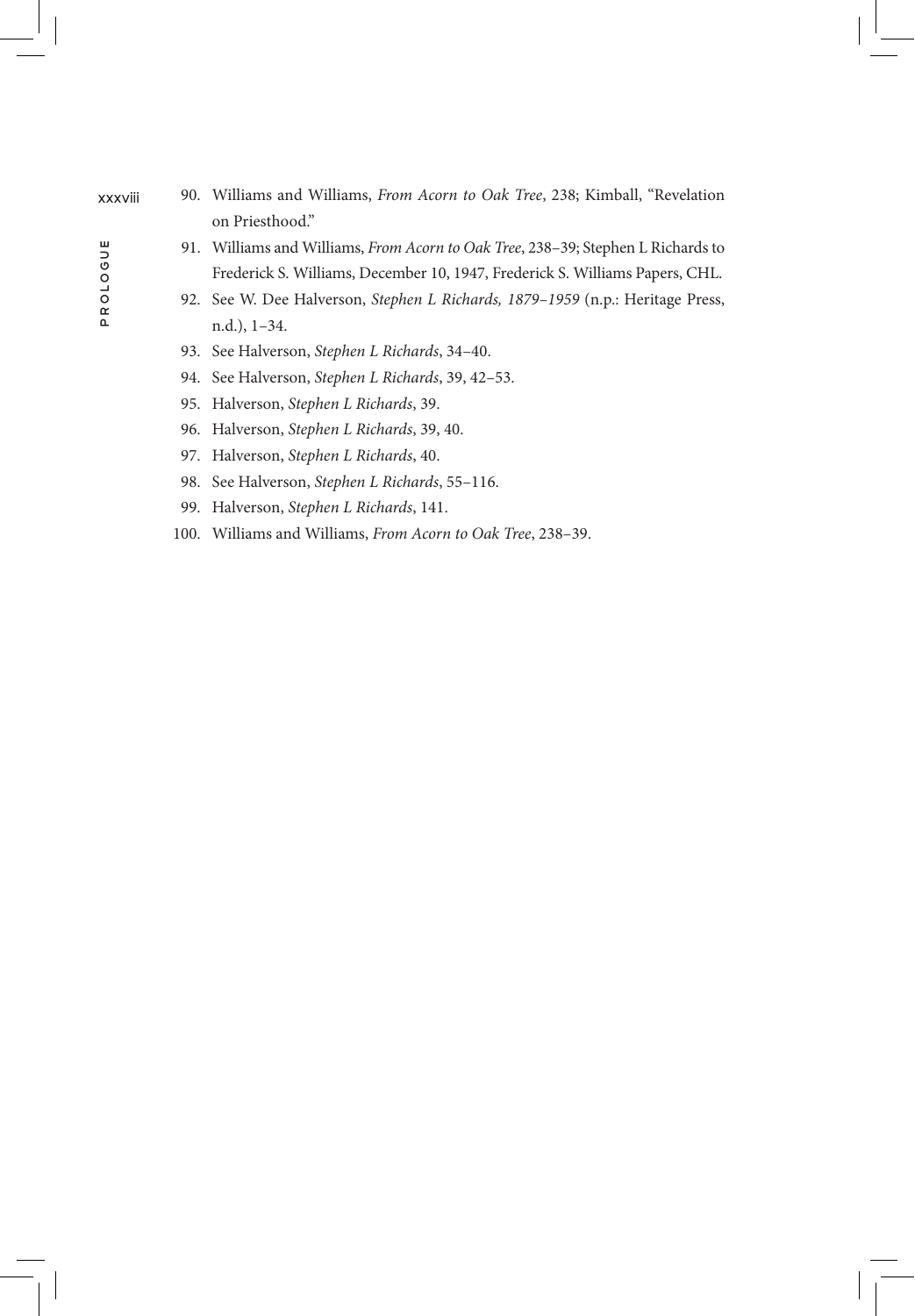90. Williams and Williams, *From Acorn to Oak Tree*, 238; Kimball, "Revelation on Priesthood."
91. Williams and Williams, *From Acorn to Oak Tree*, 238–39; Stephen L Richards to Frederick S. Williams, December 10, 1947, Frederick S. Williams Papers, CHL.
92. See W. Dee Halverson, *Stephen L Richards, 1879–1959* (n.p.: Heritage Press, n.d.), 1–34.
93. See Halverson, *Stephen L Richards*, 34–40.
94. See Halverson, *Stephen L Richards*, 39, 42–53.
95. Halverson, *Stephen L Richards*, 39.
96. Halverson, *Stephen L Richards*, 39, 40.
97. Halverson, *Stephen L Richards*, 40.
98. See Halverson, *Stephen L Richards*, 55–116.
99. Halverson, *Stephen L Richards*, 141.
100. Williams and Williams, *From Acorn to Oak Tree*, 238–39.